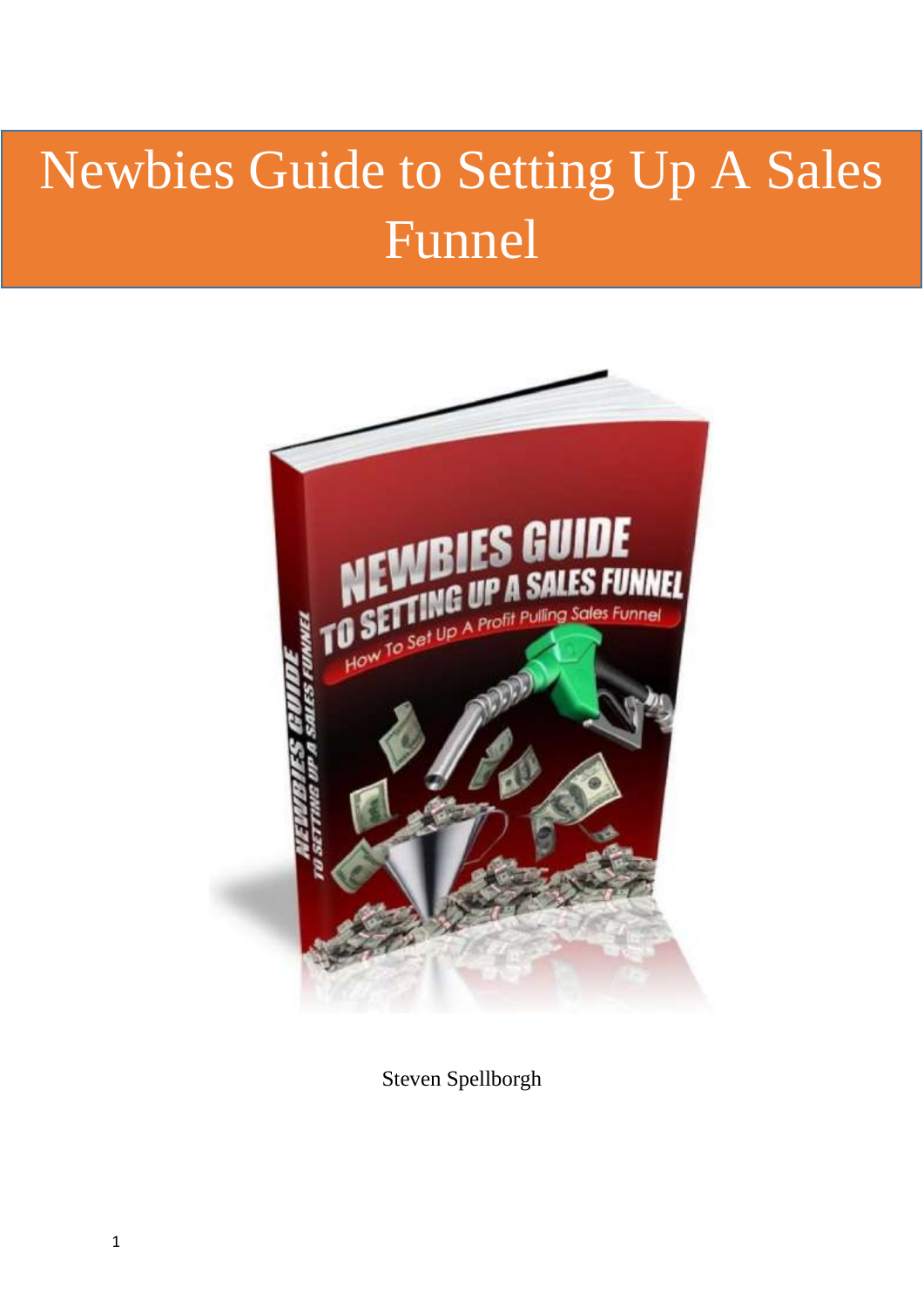# Newbies Guide to Setting Up A Sales Funnel

Steven Spellborgh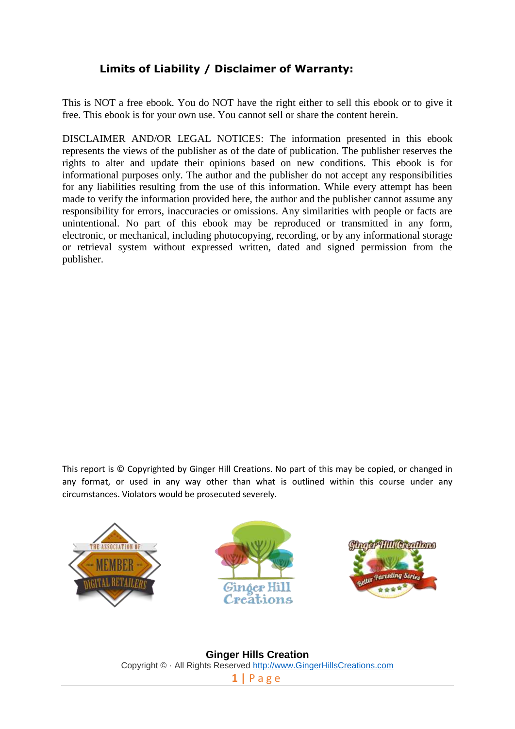## Limits of Liability / Disclaimer of Warranty:

This is NOT a free ebook. You do NOT have the right either to sell this ebook or to give it free. This ebook is for your own use. You cannot sell or share the content herein.

DISCLAIMER AND/OR LEGAL NOTICES: The information presented in this ebook represents the views of the publisher as of the date of publication. The publisher reserves the rights to alter and update their opinions based on new conditions. This ebook is for informational purposes only. The author and the publisher do not accept any responsibilities for any liabilities resulting from the use of this information. While every attempt has been made to verify the information provided here, the author and the publisher cannot assume any responsibility for errors, inaccuracies or omissions. Any similarities with people or facts are unintentional. No part of this ebook may be reproduced or transmitted in any form, electronic, or mechanical, including photocopying, recording, or by any informational storage or retrieval system without expressed written, dated and signed permission from the publisher.

This report is © Copyrighted by Ginger Hill Creations. No part of this may be copied, or changed in any format, or used in any way other than what is outlined within this course under any circumstances. Violators would be prosecuted severely.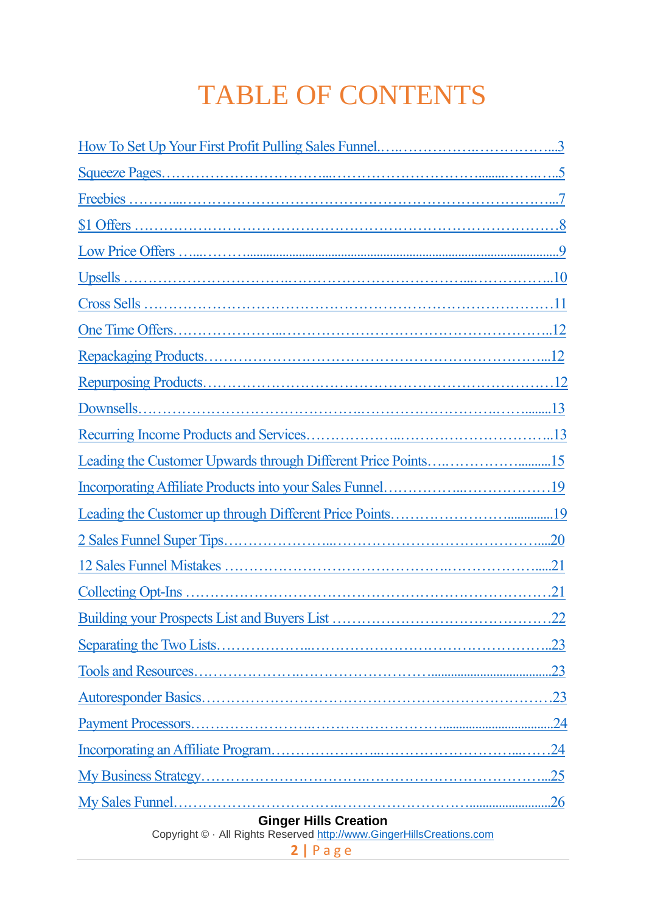# TABLE OF CONTENTS

How To Set Up Your First Profit Pulling Sales Funnel……………………………………...3

Squeeze Pages……………………………………………………………………………..5

Freebies ……………………………………………………………………………………...7

$1 Offers …………………………………………………………………………………….8

Low Price Offers ………………………………………………………………………….9

Upsells ………………………………………………………………………………………..10

Cross Sells …………………………………………………………………………………11

One Time Offers……………………………………………………………………………..12

Repackaging Products……………………………………………………………………...12

Repurposing Products……………………………………………………………………….12

Downsells…………………………………………………………………………………….13

Recurring Income Products and Services……………………………………………..13

Leading the Customer Upwards through Different Price Points……………………...15

Incorporating Affiliate Products into your Sales Funnel…………………………………19

Leading the Customer up through Different Price Points……………………………...19

2 Sales Funnel Super Tips…………………………………………………………………..20

12 Sales Funnel Mistakes ……………………………………………………………….....21

Collecting Opt-Ins …………………………………………………………………………21

Building your Prospects List and Buyers List ……………………………………………22

Separating the Two Lists……………………………………………………………………..23

Tools and Resources………………………………………………………………………...23

Autoresponder Basics……………………………………………………………………….23

Payment Processors……………………………………………………………………......24

Incorporating an Affiliate Program……………………………………………………...24

My Business Strategy………………………………………………………………………...25

My Sales Funnel……………………………………………………………………………...26

**Ginger Hills Creation**
Copyright © · All Rights Reserved http://www.GingerHillsCreations.com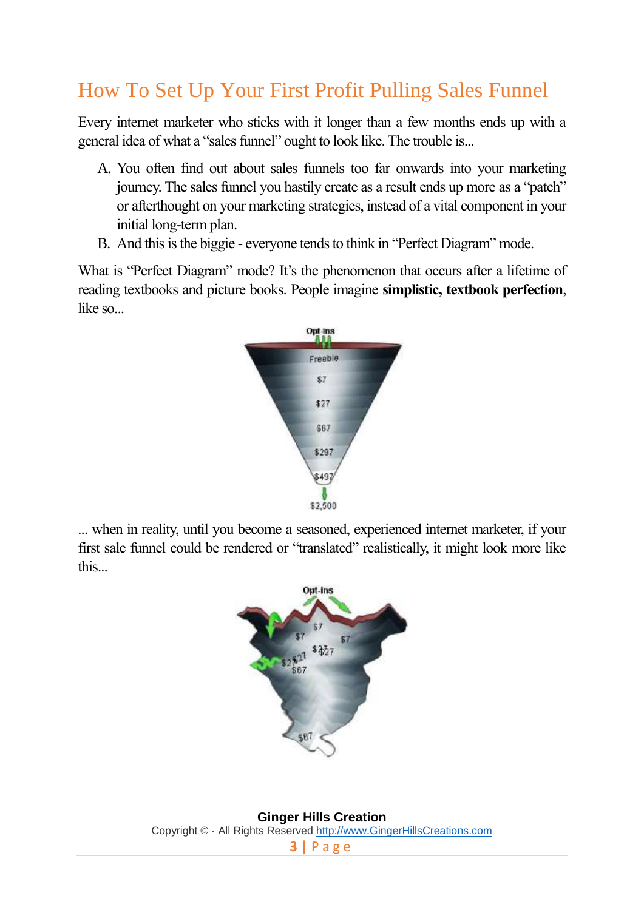# How To Set Up Your First Profit Pulling Sales Funnel

Every internet marketer who sticks with it longer than a few months ends up with a general idea of what a "sales funnel" ought to look like. The trouble is...

A. You often find out about sales funnels too far onwards into your marketing journey. The sales funnel you hastily create as a result ends up more as a "patch" or afterthought on your marketing strategies, instead of a vital component in your initial long-term plan.
B. And this is the biggie - everyone tends to think in "Perfect Diagram" mode.

What is "Perfect Diagram" mode? It's the phenomenon that occurs after a lifetime of reading textbooks and picture books. People imagine **simplistic, textbook perfection**, like so...

... when in reality, until you become a seasoned, experienced internet marketer, if your first sale funnel could be rendered or "translated" realistically, it might look more like this...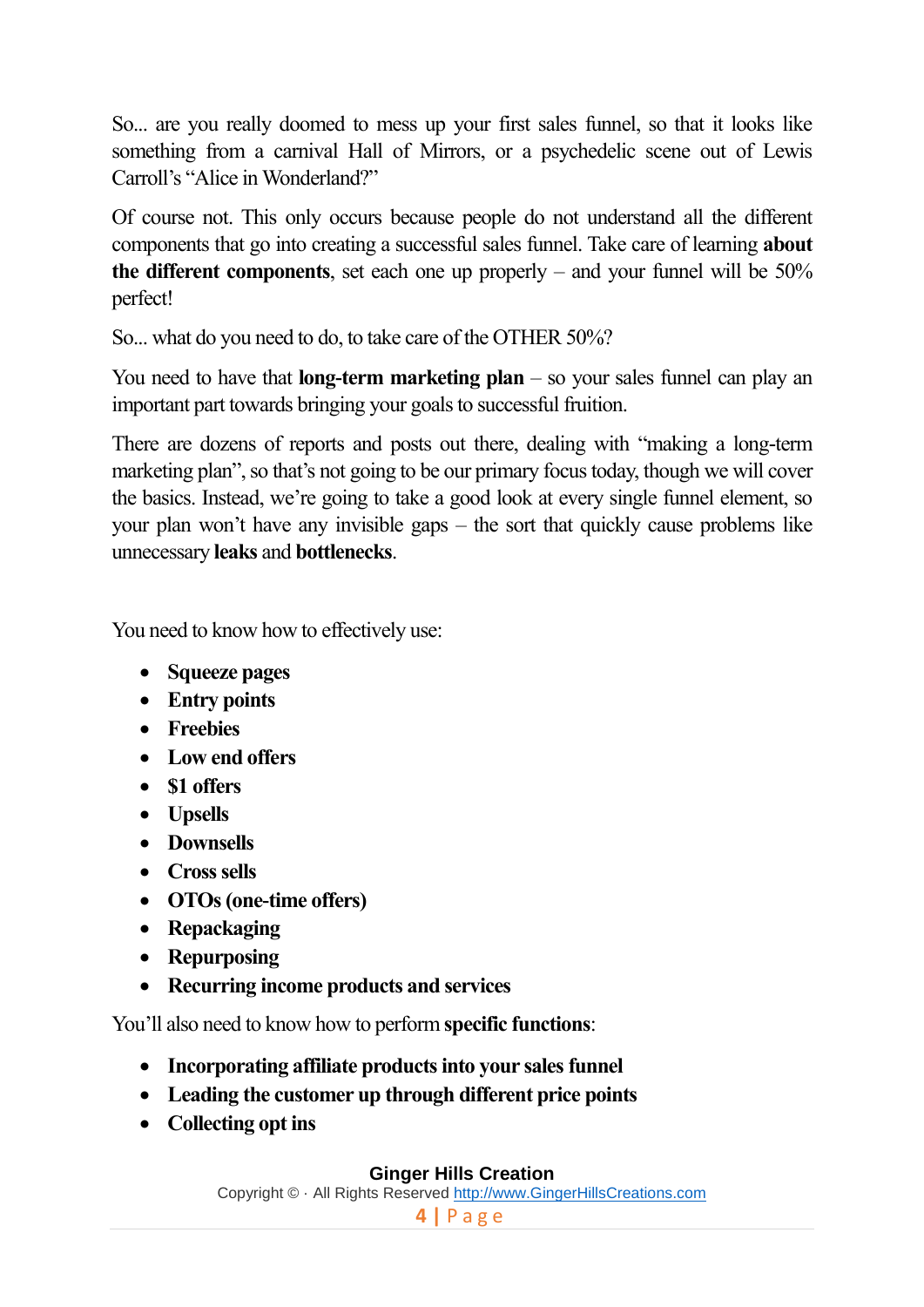So... are you really doomed to mess up your first sales funnel, so that it looks like something from a carnival Hall of Mirrors, or a psychedelic scene out of Lewis Carroll's "Alice in Wonderland?"

Of course not. This only occurs because people do not understand all the different components that go into creating a successful sales funnel. Take care of learning **about the different components**, set each one up properly – and your funnel will be 50% perfect!

So... what do you need to do, to take care of the OTHER 50%?

You need to have that **long-term marketing plan** – so your sales funnel can play an important part towards bringing your goals to successful fruition.

There are dozens of reports and posts out there, dealing with "making a long-term marketing plan", so that's not going to be our primary focus today, though we will cover the basics. Instead, we're going to take a good look at every single funnel element, so your plan won't have any invisible gaps – the sort that quickly cause problems like unnecessary **leaks** and **bottlenecks**.

You need to know how to effectively use:

- **Squeeze pages**
- **Entry points**
- **Freebies**
- **Low end offers**
- **$1 offers**
- **Upsells**
- **Downsells**
- **Cross sells**
- **OTOs (one-time offers)**
- **Repackaging**
- **Repurposing**
- **Recurring income products and services**

You'll also need to know how to perform **specific functions**:

- **Incorporating affiliate products into your sales funnel**
- **Leading the customer up through different price points**
- **Collecting opt ins**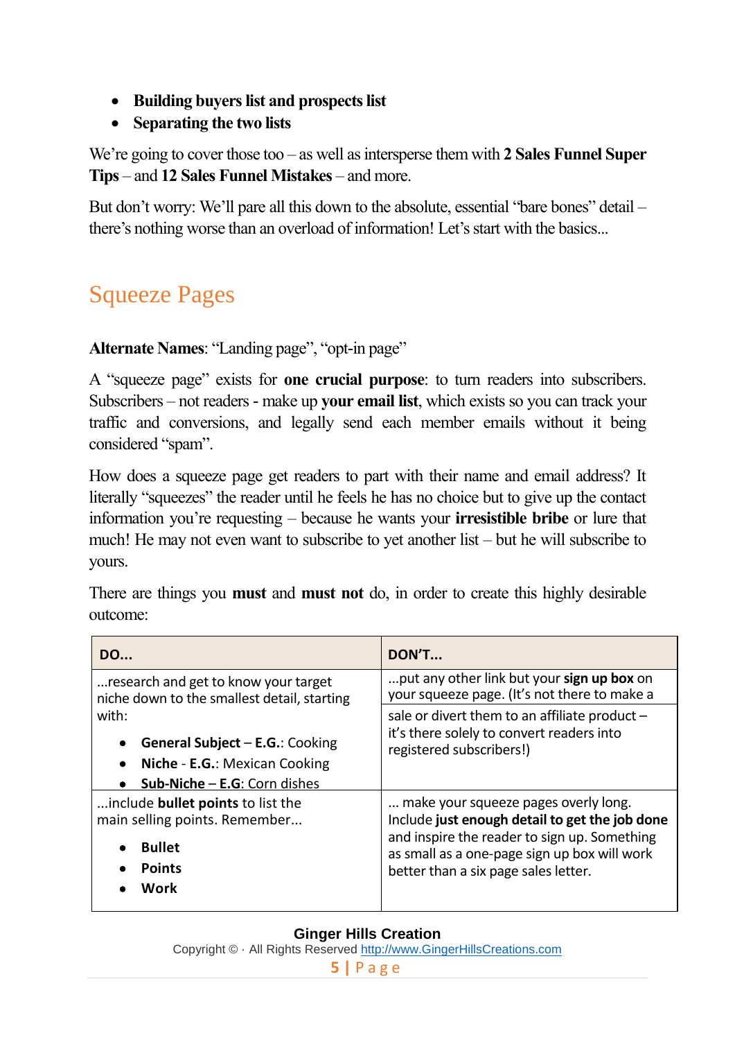- **Building buyers list and prospects list**
- **Separating the two lists**

We're going to cover those too – as well as intersperse them with **2 Sales Funnel Super Tips** – and **12 Sales Funnel Mistakes** – and more.

But don't worry: We'll pare all this down to the absolute, essential "bare bones" detail – there's nothing worse than an overload of information! Let's start with the basics...

## Squeeze Pages

**Alternate Names**: "Landing page", "opt-in page"

A "squeeze page" exists for **one crucial purpose**: to turn readers into subscribers. Subscribers – not readers - make up **your email list**, which exists so you can track your traffic and conversions, and legally send each member emails without it being considered "spam".

How does a squeeze page get readers to part with their name and email address? It literally "squeezes" the reader until he feels he has no choice but to give up the contact information you're requesting – because he wants your **irresistible bribe** or lure that much! He may not even want to subscribe to yet another list – but he will subscribe to yours.

There are things you **must** and **must not** do, in order to create this highly desirable outcome:

| DO... | DON'T... |
|---|---|
| ...research and get to know your target niche down to the smallest detail, starting with:<br>• **General Subject** – **E.G.**: Cooking<br>• **Niche** - **E.G.**: Mexican Cooking<br>• **Sub-Niche** – **E.G**: Corn dishes | ...put any other link but your **sign up box** on your squeeze page. (It's not there to make a sale or divert them to an affiliate product – it's there solely to convert readers into registered subscribers!) |
| ...include **bullet points** to list the main selling points. Remember...<br>• **Bullet**<br>• **Points**<br>• **Work** | ... make your squeeze pages overly long. Include **just enough detail to get the job done** and inspire the reader to sign up. Something as small as a one-page sign up box will work better than a six page sales letter. |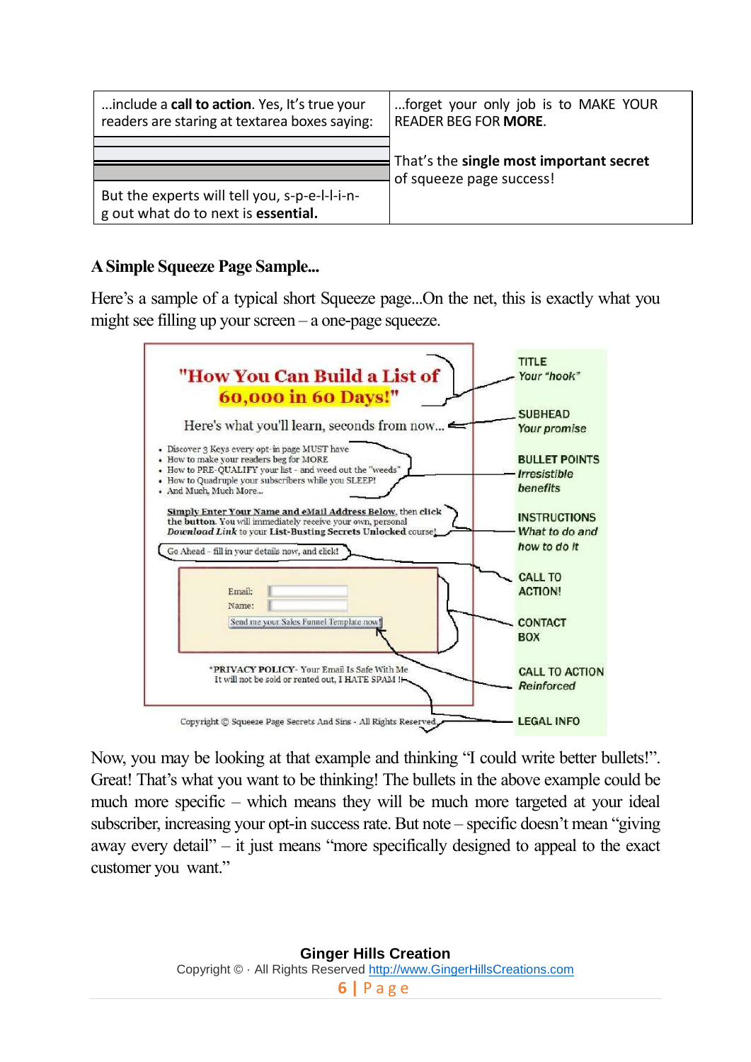| ...include a **call to action**. Yes, It's true your readers are staring at textarea boxes saying: | ...forget your only job is to MAKE YOUR READER BEG FOR **MORE**. |
|---|---|
| | That's the **single most important secret** of squeeze page success! |
| But the experts will tell you, s-p-e-l-l-i-n-g out what do to next is **essential.** | |

### A Simple Squeeze Page Sample...

Here's a sample of a typical short Squeeze page...On the net, this is exactly what you might see filling up your screen – a one-page squeeze.

"How You Can Build a List of 60,000 in 60 Days!"

Here's what you'll learn, seconds from now...

- Discover 3 Keys every opt-in page MUST have
- How to make your readers beg for MORE
- How to PRE-QUALIFY your list - and weed out the "weeds"
- How to Quadruple your subscribers while you SLEEP!
- And Much, Much More...

Simply Enter Your Name and eMail Address Below, then click the button. You will immediately receive your own, personal *Download Link* to your **List-Busting Secrets Unlocked** course!

Go Ahead - fill in your details now, and click!

Email:
Name:
Send me your Sales Funnel Template now!

*PRIVACY POLICY- Your Email Is Safe With Me
It will not be sold or rented out, I HATE SPAM !!

Copyright © Squeeze Page Secrets And Sins - All Rights Reserved

TITLE *Your "hook"*
SUBHEAD *Your promise*
BULLET POINTS *Irresistible benefits*
INSTRUCTIONS *What to do and how to do it*
CALL TO ACTION!
CONTACT BOX
CALL TO ACTION *Reinforced*
LEGAL INFO

Now, you may be looking at that example and thinking "I could write better bullets!". Great! That's what you want to be thinking! The bullets in the above example could be much more specific – which means they will be much more targeted at your ideal subscriber, increasing your opt-in success rate. But note – specific doesn't mean "giving away every detail" – it just means "more specifically designed to appeal to the exact customer you want."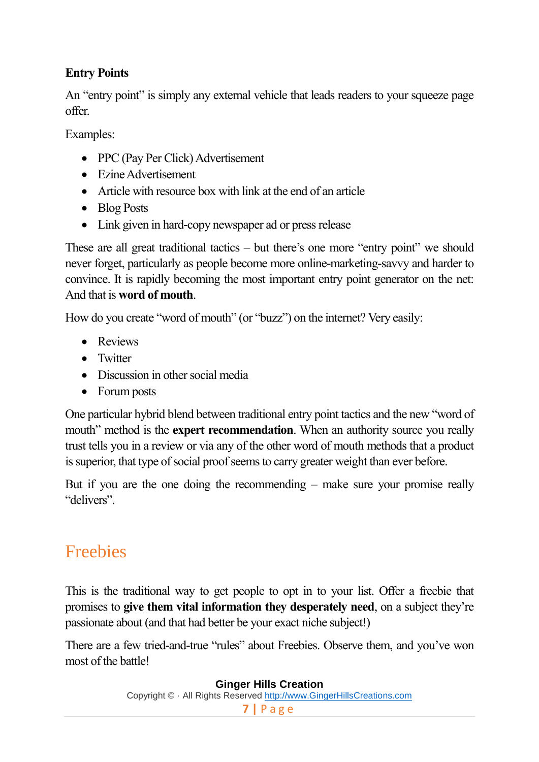### Entry Points

An "entry point" is simply any external vehicle that leads readers to your squeeze page offer.

Examples:

- PPC (Pay Per Click) Advertisement
- Ezine Advertisement
- Article with resource box with link at the end of an article
- Blog Posts
- Link given in hard-copy newspaper ad or press release

These are all great traditional tactics – but there's one more "entry point" we should never forget, particularly as people become more online-marketing-savvy and harder to convince. It is rapidly becoming the most important entry point generator on the net: And that is **word of mouth**.

How do you create "word of mouth" (or "buzz") on the internet? Very easily:

- Reviews
- Twitter
- Discussion in other social media
- Forum posts

One particular hybrid blend between traditional entry point tactics and the new "word of mouth" method is the **expert recommendation**. When an authority source you really trust tells you in a review or via any of the other word of mouth methods that a product is superior, that type of social proof seems to carry greater weight than ever before.

But if you are the one doing the recommending – make sure your promise really "delivers".

## Freebies

This is the traditional way to get people to opt in to your list. Offer a freebie that promises to **give them vital information they desperately need**, on a subject they're passionate about (and that had better be your exact niche subject!)

There are a few tried-and-true "rules" about Freebies. Observe them, and you've won most of the battle!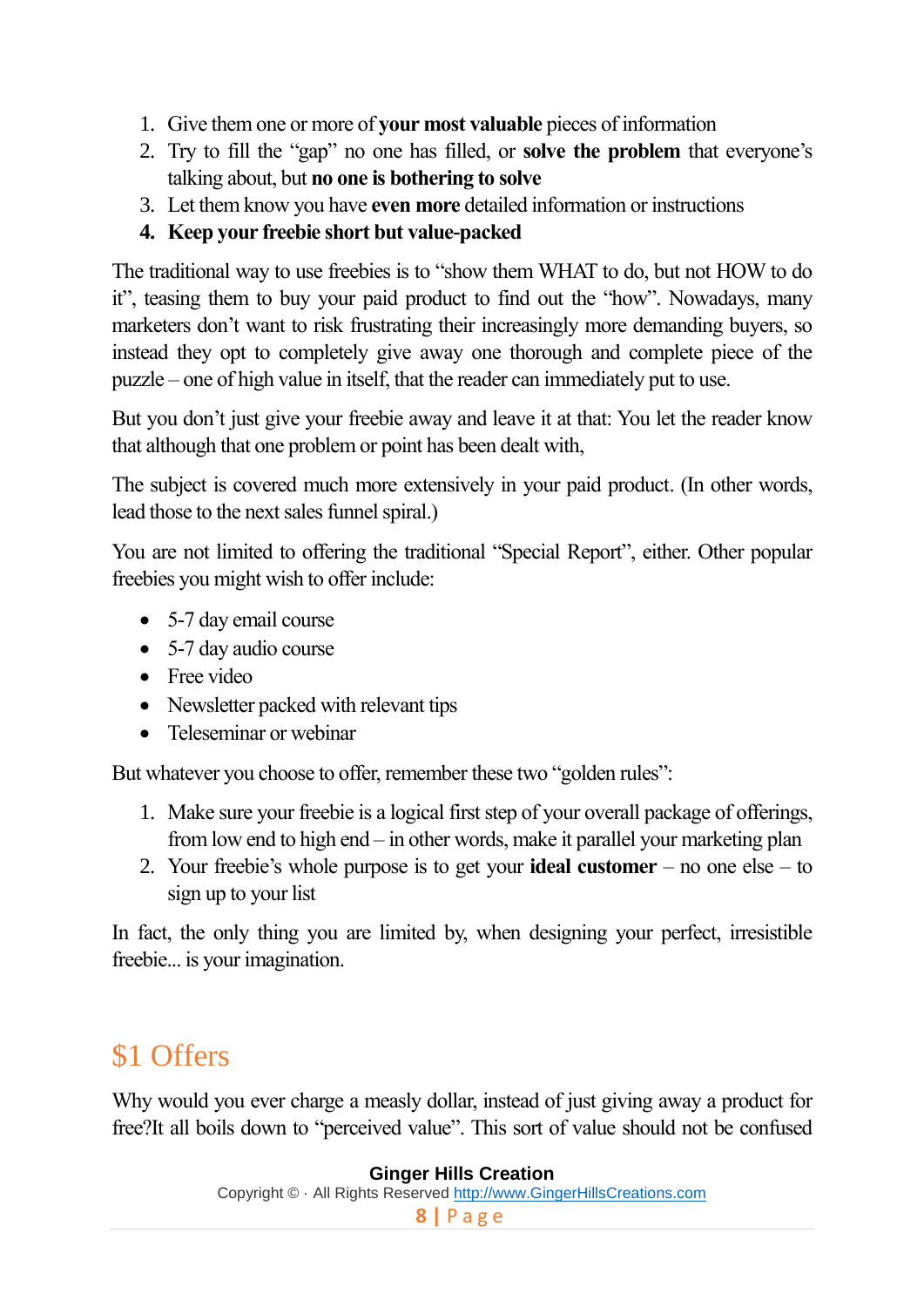1. Give them one or more of **your most valuable** pieces of information
2. Try to fill the "gap" no one has filled, or **solve the problem** that everyone's talking about, but **no one is bothering to solve**
3. Let them know you have **even more** detailed information or instructions
4. **Keep your freebie short but value-packed**

The traditional way to use freebies is to "show them WHAT to do, but not HOW to do it", teasing them to buy your paid product to find out the "how". Nowadays, many marketers don't want to risk frustrating their increasingly more demanding buyers, so instead they opt to completely give away one thorough and complete piece of the puzzle – one of high value in itself, that the reader can immediately put to use.

But you don't just give your freebie away and leave it at that: You let the reader know that although that one problem or point has been dealt with,

The subject is covered much more extensively in your paid product. (In other words, lead those to the next sales funnel spiral.)

You are not limited to offering the traditional "Special Report", either. Other popular freebies you might wish to offer include:

- 5-7 day email course
- 5-7 day audio course
- Free video
- Newsletter packed with relevant tips
- Teleseminar or webinar

But whatever you choose to offer, remember these two "golden rules":

1. Make sure your freebie is a logical first step of your overall package of offerings, from low end to high end – in other words, make it parallel your marketing plan
2. Your freebie's whole purpose is to get your **ideal customer** – no one else – to sign up to your list

In fact, the only thing you are limited by, when designing your perfect, irresistible freebie... is your imagination.

## $1 Offers

Why would you ever charge a measly dollar, instead of just giving away a product for free?It all boils down to "perceived value". This sort of value should not be confused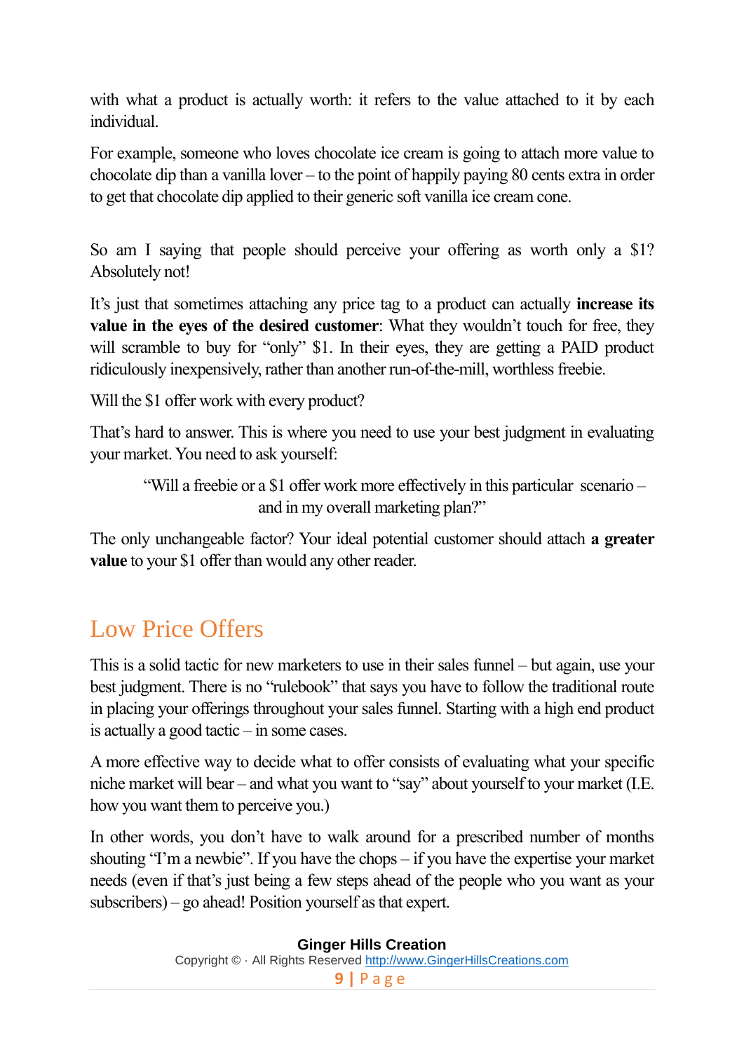with what a product is actually worth: it refers to the value attached to it by each individual.

For example, someone who loves chocolate ice cream is going to attach more value to chocolate dip than a vanilla lover – to the point of happily paying 80 cents extra in order to get that chocolate dip applied to their generic soft vanilla ice cream cone.

So am I saying that people should perceive your offering as worth only a $1? Absolutely not!

It's just that sometimes attaching any price tag to a product can actually **increase its value in the eyes of the desired customer**: What they wouldn't touch for free, they will scramble to buy for "only" $1. In their eyes, they are getting a PAID product ridiculously inexpensively, rather than another run-of-the-mill, worthless freebie.

Will the $1 offer work with every product?

That's hard to answer. This is where you need to use your best judgment in evaluating your market. You need to ask yourself:

> "Will a freebie or a $1 offer work more effectively in this particular scenario – and in my overall marketing plan?"

The only unchangeable factor? Your ideal potential customer should attach **a greater value** to your $1 offer than would any other reader.

## Low Price Offers

This is a solid tactic for new marketers to use in their sales funnel – but again, use your best judgment. There is no "rulebook" that says you have to follow the traditional route in placing your offerings throughout your sales funnel. Starting with a high end product is actually a good tactic – in some cases.

A more effective way to decide what to offer consists of evaluating what your specific niche market will bear – and what you want to "say" about yourself to your market (I.E. how you want them to perceive you.)

In other words, you don't have to walk around for a prescribed number of months shouting "I'm a newbie". If you have the chops – if you have the expertise your market needs (even if that's just being a few steps ahead of the people who you want as your subscribers) – go ahead! Position yourself as that expert.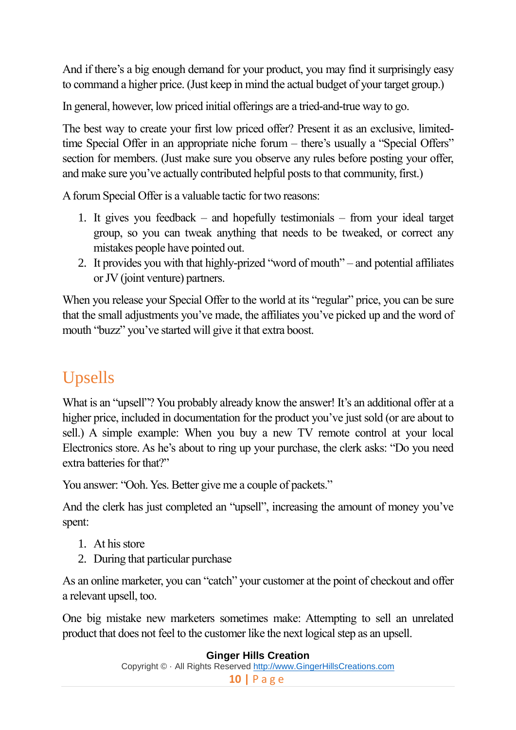And if there's a big enough demand for your product, you may find it surprisingly easy to command a higher price. (Just keep in mind the actual budget of your target group.)

In general, however, low priced initial offerings are a tried-and-true way to go.

The best way to create your first low priced offer? Present it as an exclusive, limited-time Special Offer in an appropriate niche forum – there's usually a "Special Offers" section for members. (Just make sure you observe any rules before posting your offer, and make sure you've actually contributed helpful posts to that community, first.)

A forum Special Offer is a valuable tactic for two reasons:

1. It gives you feedback – and hopefully testimonials – from your ideal target group, so you can tweak anything that needs to be tweaked, or correct any mistakes people have pointed out.
2. It provides you with that highly-prized "word of mouth" – and potential affiliates or JV (joint venture) partners.

When you release your Special Offer to the world at its "regular" price, you can be sure that the small adjustments you've made, the affiliates you've picked up and the word of mouth "buzz" you've started will give it that extra boost.

## Upsells

What is an "upsell"? You probably already know the answer! It's an additional offer at a higher price, included in documentation for the product you've just sold (or are about to sell.) A simple example: When you buy a new TV remote control at your local Electronics store. As he's about to ring up your purchase, the clerk asks: "Do you need extra batteries for that?"

You answer: "Ooh. Yes. Better give me a couple of packets."

And the clerk has just completed an "upsell", increasing the amount of money you've spent:

1. At his store
2. During that particular purchase

As an online marketer, you can "catch" your customer at the point of checkout and offer a relevant upsell, too.

One big mistake new marketers sometimes make: Attempting to sell an unrelated product that does not feel to the customer like the next logical step as an upsell.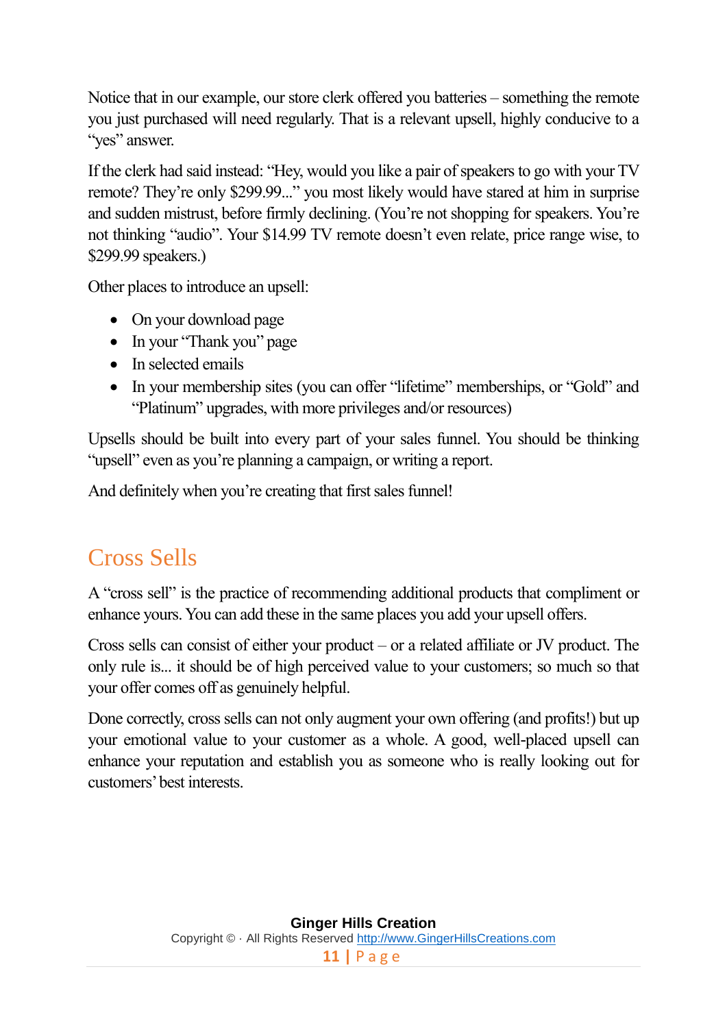Notice that in our example, our store clerk offered you batteries – something the remote you just purchased will need regularly. That is a relevant upsell, highly conducive to a "yes" answer.

If the clerk had said instead: "Hey, would you like a pair of speakers to go with your TV remote? They're only $299.99..." you most likely would have stared at him in surprise and sudden mistrust, before firmly declining. (You're not shopping for speakers. You're not thinking "audio". Your $14.99 TV remote doesn't even relate, price range wise, to $299.99 speakers.)

Other places to introduce an upsell:

- On your download page
- In your "Thank you" page
- In selected emails
- In your membership sites (you can offer "lifetime" memberships, or "Gold" and "Platinum" upgrades, with more privileges and/or resources)

Upsells should be built into every part of your sales funnel. You should be thinking "upsell" even as you're planning a campaign, or writing a report.

And definitely when you're creating that first sales funnel!

## Cross Sells

A "cross sell" is the practice of recommending additional products that compliment or enhance yours. You can add these in the same places you add your upsell offers.

Cross sells can consist of either your product – or a related affiliate or JV product. The only rule is... it should be of high perceived value to your customers; so much so that your offer comes off as genuinely helpful.

Done correctly, cross sells can not only augment your own offering (and profits!) but up your emotional value to your customer as a whole. A good, well-placed upsell can enhance your reputation and establish you as someone who is really looking out for customers' best interests.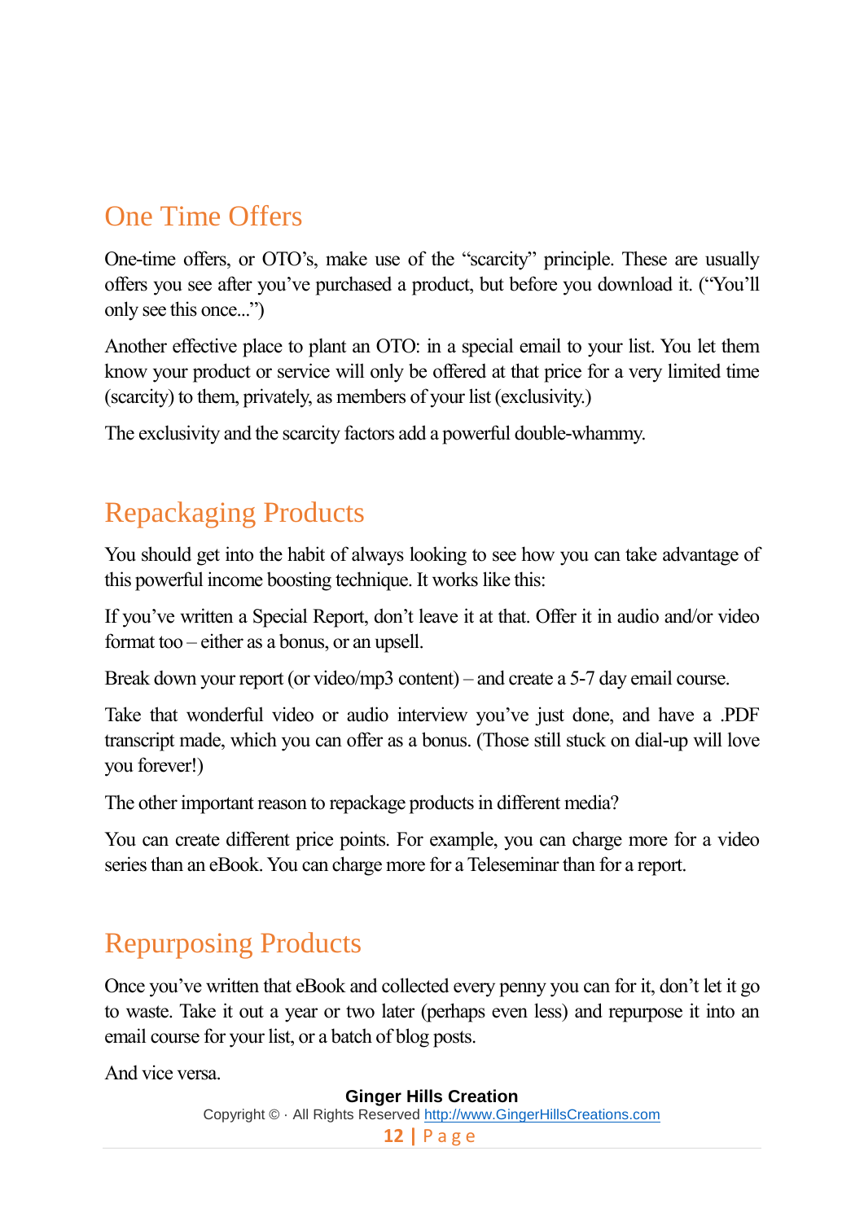## One Time Offers

One-time offers, or OTO's, make use of the "scarcity" principle. These are usually offers you see after you've purchased a product, but before you download it. ("You'll only see this once...")

Another effective place to plant an OTO: in a special email to your list. You let them know your product or service will only be offered at that price for a very limited time (scarcity) to them, privately, as members of your list (exclusivity.)

The exclusivity and the scarcity factors add a powerful double-whammy.

## Repackaging Products

You should get into the habit of always looking to see how you can take advantage of this powerful income boosting technique. It works like this:

If you've written a Special Report, don't leave it at that. Offer it in audio and/or video format too – either as a bonus, or an upsell.

Break down your report (or video/mp3 content) – and create a 5-7 day email course.

Take that wonderful video or audio interview you've just done, and have a .PDF transcript made, which you can offer as a bonus. (Those still stuck on dial-up will love you forever!)

The other important reason to repackage products in different media?

You can create different price points. For example, you can charge more for a video series than an eBook. You can charge more for a Teleseminar than for a report.

## Repurposing Products

Once you've written that eBook and collected every penny you can for it, don't let it go to waste. Take it out a year or two later (perhaps even less) and repurpose it into an email course for your list, or a batch of blog posts.

And vice versa.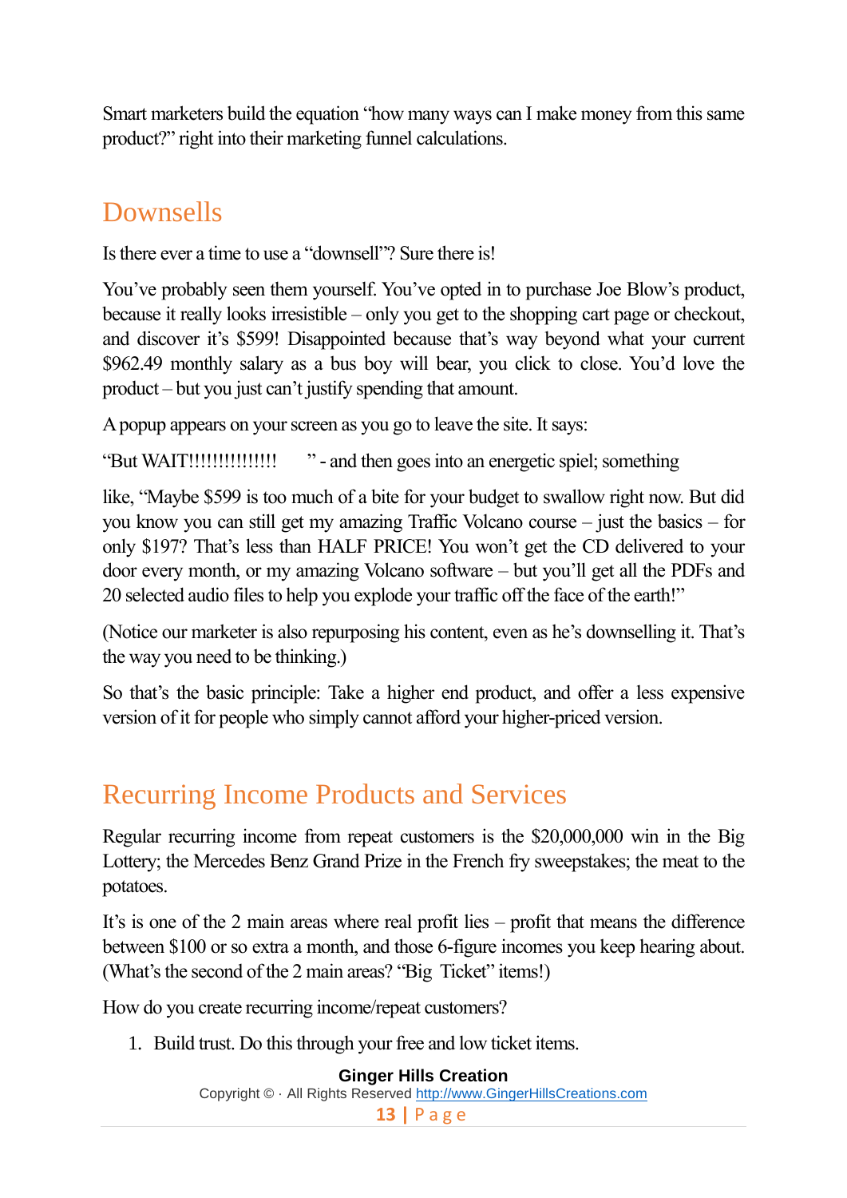Smart marketers build the equation "how many ways can I make money from this same product?" right into their marketing funnel calculations.

## Downsells

Is there ever a time to use a "downsell"? Sure there is!

You've probably seen them yourself. You've opted in to purchase Joe Blow's product, because it really looks irresistible – only you get to the shopping cart page or checkout, and discover it's $599! Disappointed because that's way beyond what your current $962.49 monthly salary as a bus boy will bear, you click to close. You'd love the product – but you just can't justify spending that amount.

A popup appears on your screen as you go to leave the site. It says:

"But WAIT!!!!!!!!!!!!!!!!     " - and then goes into an energetic spiel; something

like, "Maybe $599 is too much of a bite for your budget to swallow right now. But did you know you can still get my amazing Traffic Volcano course – just the basics – for only $197? That's less than HALF PRICE! You won't get the CD delivered to your door every month, or my amazing Volcano software – but you'll get all the PDFs and 20 selected audio files to help you explode your traffic off the face of the earth!"

(Notice our marketer is also repurposing his content, even as he's downselling it. That's the way you need to be thinking.)

So that's the basic principle: Take a higher end product, and offer a less expensive version of it for people who simply cannot afford your higher-priced version.

## Recurring Income Products and Services

Regular recurring income from repeat customers is the $20,000,000 win in the Big Lottery; the Mercedes Benz Grand Prize in the French fry sweepstakes; the meat to the potatoes.

It's is one of the 2 main areas where real profit lies – profit that means the difference between $100 or so extra a month, and those 6-figure incomes you keep hearing about. (What's the second of the 2 main areas? "Big Ticket" items!)

How do you create recurring income/repeat customers?

1. Build trust. Do this through your free and low ticket items.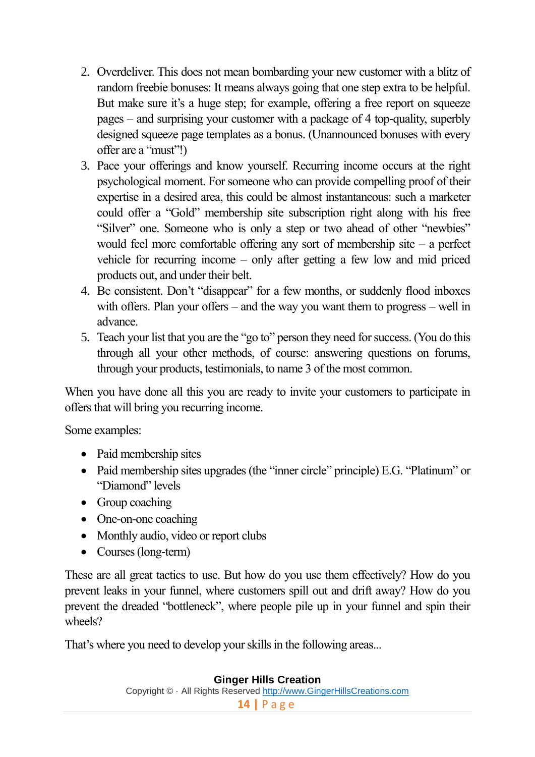2. Overdeliver. This does not mean bombarding your new customer with a blitz of random freebie bonuses: It means always going that one step extra to be helpful. But make sure it's a huge step; for example, offering a free report on squeeze pages – and surprising your customer with a package of 4 top-quality, superbly designed squeeze page templates as a bonus. (Unannounced bonuses with every offer are a "must"!)
3. Pace your offerings and know yourself. Recurring income occurs at the right psychological moment. For someone who can provide compelling proof of their expertise in a desired area, this could be almost instantaneous: such a marketer could offer a "Gold" membership site subscription right along with his free "Silver" one. Someone who is only a step or two ahead of other "newbies" would feel more comfortable offering any sort of membership site – a perfect vehicle for recurring income – only after getting a few low and mid priced products out, and under their belt.
4. Be consistent. Don't "disappear" for a few months, or suddenly flood inboxes with offers. Plan your offers – and the way you want them to progress – well in advance.
5. Teach your list that you are the "go to" person they need for success. (You do this through all your other methods, of course: answering questions on forums, through your products, testimonials, to name 3 of the most common.

When you have done all this you are ready to invite your customers to participate in offers that will bring you recurring income.

Some examples:

- Paid membership sites
- Paid membership sites upgrades (the "inner circle" principle) E.G. "Platinum" or "Diamond" levels
- Group coaching
- One-on-one coaching
- Monthly audio, video or report clubs
- Courses (long-term)

These are all great tactics to use. But how do you use them effectively? How do you prevent leaks in your funnel, where customers spill out and drift away? How do you prevent the dreaded "bottleneck", where people pile up in your funnel and spin their wheels?

That's where you need to develop your skills in the following areas...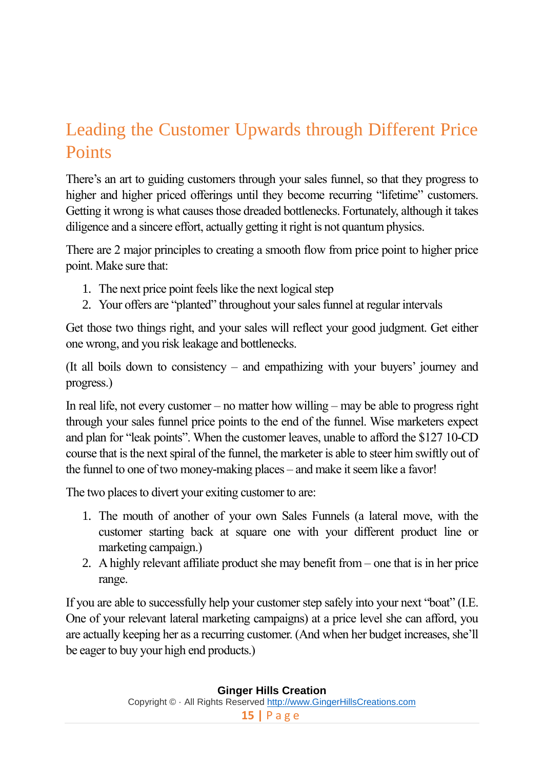## Leading the Customer Upwards through Different Price Points

There's an art to guiding customers through your sales funnel, so that they progress to higher and higher priced offerings until they become recurring "lifetime" customers. Getting it wrong is what causes those dreaded bottlenecks. Fortunately, although it takes diligence and a sincere effort, actually getting it right is not quantum physics.

There are 2 major principles to creating a smooth flow from price point to higher price point. Make sure that:

1. The next price point feels like the next logical step
2. Your offers are "planted" throughout your sales funnel at regular intervals

Get those two things right, and your sales will reflect your good judgment. Get either one wrong, and you risk leakage and bottlenecks.

(It all boils down to consistency – and empathizing with your buyers' journey and progress.)

In real life, not every customer – no matter how willing – may be able to progress right through your sales funnel price points to the end of the funnel. Wise marketers expect and plan for "leak points". When the customer leaves, unable to afford the $127 10-CD course that is the next spiral of the funnel, the marketer is able to steer him swiftly out of the funnel to one of two money-making places – and make it seem like a favor!

The two places to divert your exiting customer to are:

1. The mouth of another of your own Sales Funnels (a lateral move, with the customer starting back at square one with your different product line or marketing campaign.)
2. A highly relevant affiliate product she may benefit from – one that is in her price range.

If you are able to successfully help your customer step safely into your next "boat" (I.E. One of your relevant lateral marketing campaigns) at a price level she can afford, you are actually keeping her as a recurring customer. (And when her budget increases, she'll be eager to buy your high end products.)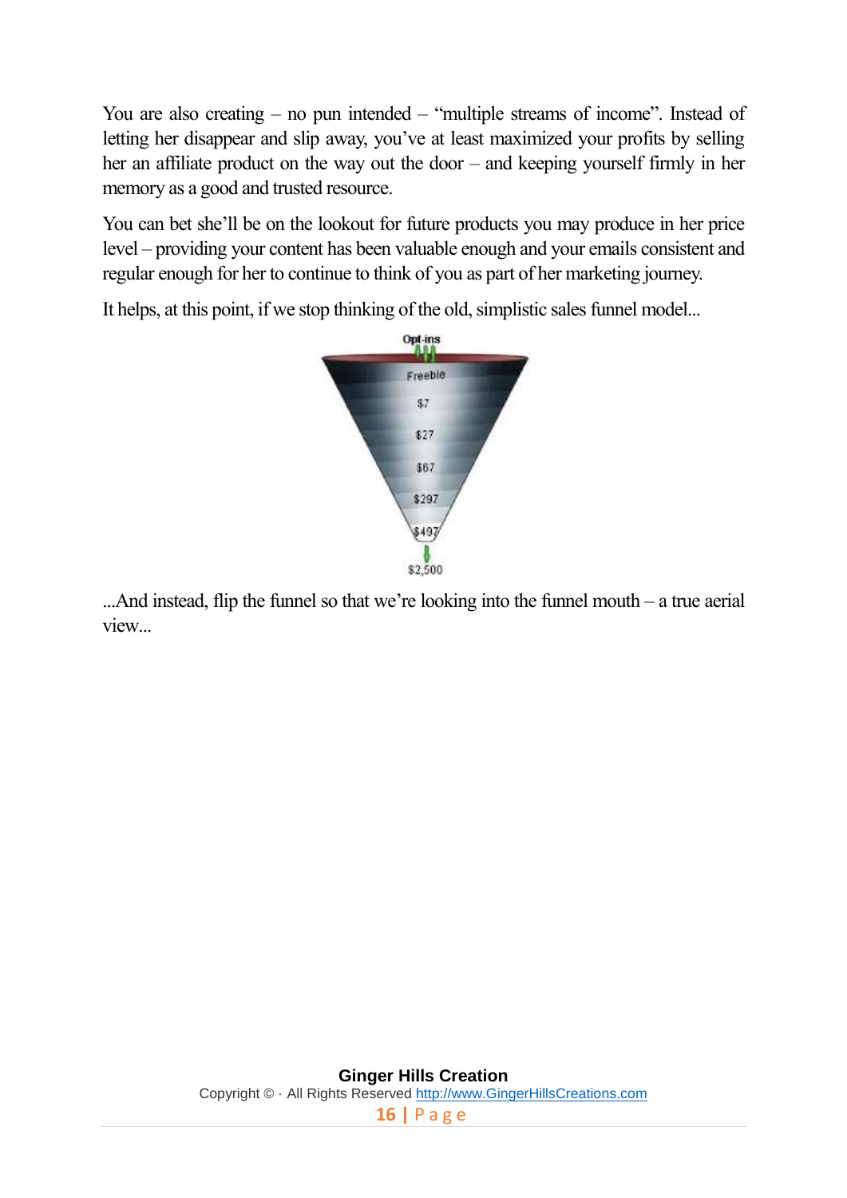You are also creating – no pun intended – "multiple streams of income". Instead of letting her disappear and slip away, you've at least maximized your profits by selling her an affiliate product on the way out the door – and keeping yourself firmly in her memory as a good and trusted resource.

You can bet she'll be on the lookout for future products you may produce in her price level – providing your content has been valuable enough and your emails consistent and regular enough for her to continue to think of you as part of her marketing journey.

It helps, at this point, if we stop thinking of the old, simplistic sales funnel model...

...And instead, flip the funnel so that we're looking into the funnel mouth – a true aerial view...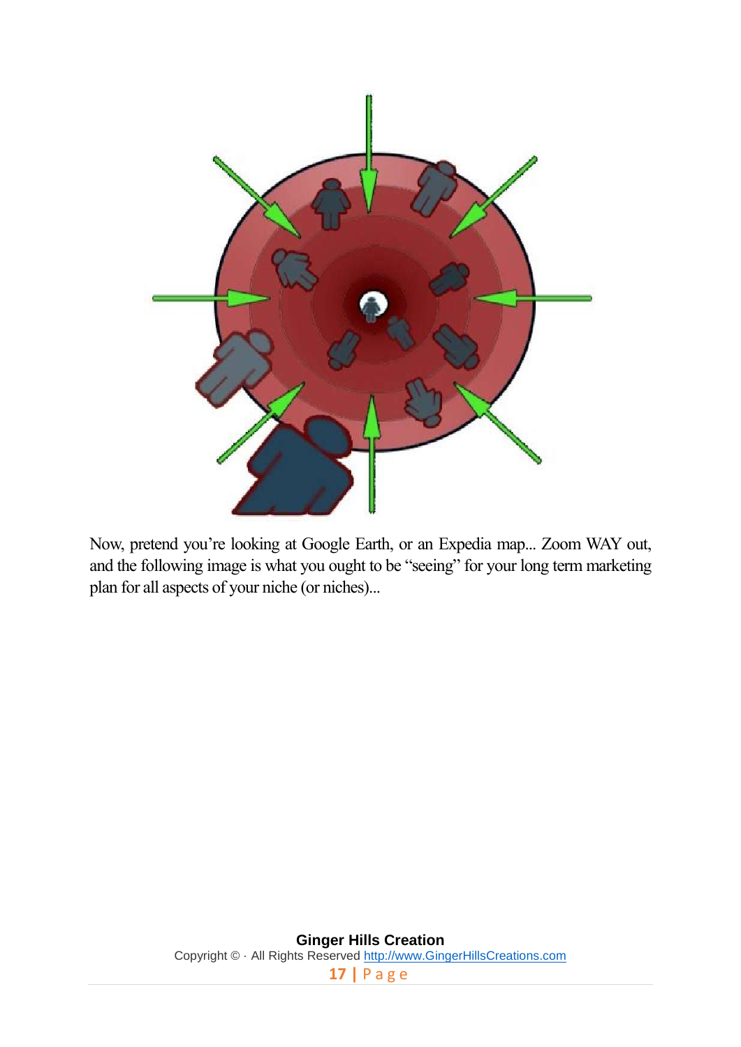Now, pretend you're looking at Google Earth, or an Expedia map... Zoom WAY out, and the following image is what you ought to be "seeing" for your long term marketing plan for all aspects of your niche (or niches)...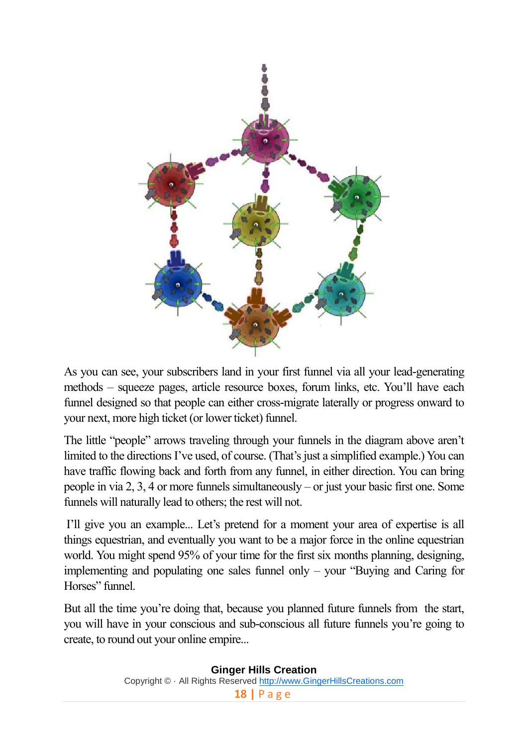As you can see, your subscribers land in your first funnel via all your lead-generating methods – squeeze pages, article resource boxes, forum links, etc. You'll have each funnel designed so that people can either cross-migrate laterally or progress onward to your next, more high ticket (or lower ticket) funnel.

The little "people" arrows traveling through your funnels in the diagram above aren't limited to the directions I've used, of course. (That's just a simplified example.) You can have traffic flowing back and forth from any funnel, in either direction. You can bring people in via 2, 3, 4 or more funnels simultaneously – or just your basic first one. Some funnels will naturally lead to others; the rest will not.

I'll give you an example... Let's pretend for a moment your area of expertise is all things equestrian, and eventually you want to be a major force in the online equestrian world. You might spend 95% of your time for the first six months planning, designing, implementing and populating one sales funnel only – your "Buying and Caring for Horses" funnel.

But all the time you're doing that, because you planned future funnels from the start, you will have in your conscious and sub-conscious all future funnels you're going to create, to round out your online empire...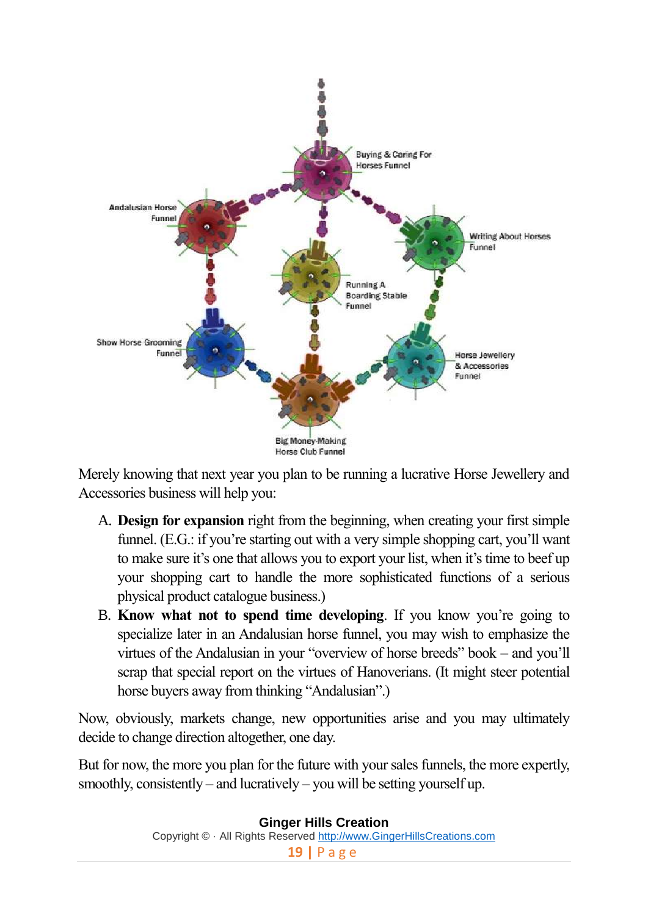Merely knowing that next year you plan to be running a lucrative Horse Jewellery and Accessories business will help you:

A. **Design for expansion** right from the beginning, when creating your first simple funnel. (E.G.: if you're starting out with a very simple shopping cart, you'll want to make sure it's one that allows you to export your list, when it's time to beef up your shopping cart to handle the more sophisticated functions of a serious physical product catalogue business.)
B. **Know what not to spend time developing**. If you know you're going to specialize later in an Andalusian horse funnel, you may wish to emphasize the virtues of the Andalusian in your "overview of horse breeds" book – and you'll scrap that special report on the virtues of Hanoverians. (It might steer potential horse buyers away from thinking "Andalusian".)

Now, obviously, markets change, new opportunities arise and you may ultimately decide to change direction altogether, one day.

But for now, the more you plan for the future with your sales funnels, the more expertly, smoothly, consistently – and lucratively – you will be setting yourself up.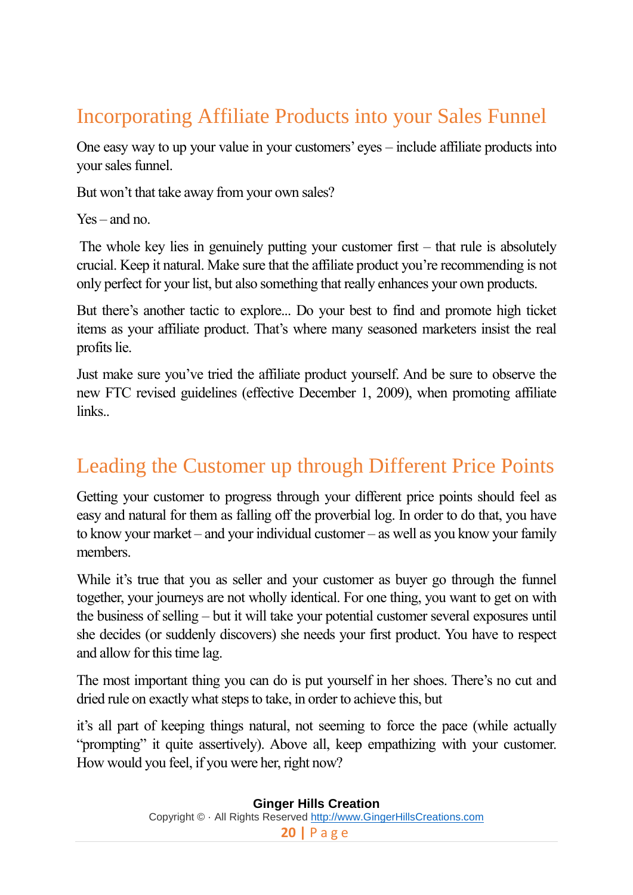## Incorporating Affiliate Products into your Sales Funnel

One easy way to up your value in your customers' eyes – include affiliate products into your sales funnel.

But won't that take away from your own sales?

Yes – and no.

The whole key lies in genuinely putting your customer first – that rule is absolutely crucial. Keep it natural. Make sure that the affiliate product you're recommending is not only perfect for your list, but also something that really enhances your own products.

But there's another tactic to explore... Do your best to find and promote high ticket items as your affiliate product. That's where many seasoned marketers insist the real profits lie.

Just make sure you've tried the affiliate product yourself. And be sure to observe the new FTC revised guidelines (effective December 1, 2009), when promoting affiliate links..

## Leading the Customer up through Different Price Points

Getting your customer to progress through your different price points should feel as easy and natural for them as falling off the proverbial log. In order to do that, you have to know your market – and your individual customer – as well as you know your family members.

While it's true that you as seller and your customer as buyer go through the funnel together, your journeys are not wholly identical. For one thing, you want to get on with the business of selling – but it will take your potential customer several exposures until she decides (or suddenly discovers) she needs your first product. You have to respect and allow for this time lag.

The most important thing you can do is put yourself in her shoes. There's no cut and dried rule on exactly what steps to take, in order to achieve this, but

it's all part of keeping things natural, not seeming to force the pace (while actually "prompting" it quite assertively). Above all, keep empathizing with your customer. How would you feel, if you were her, right now?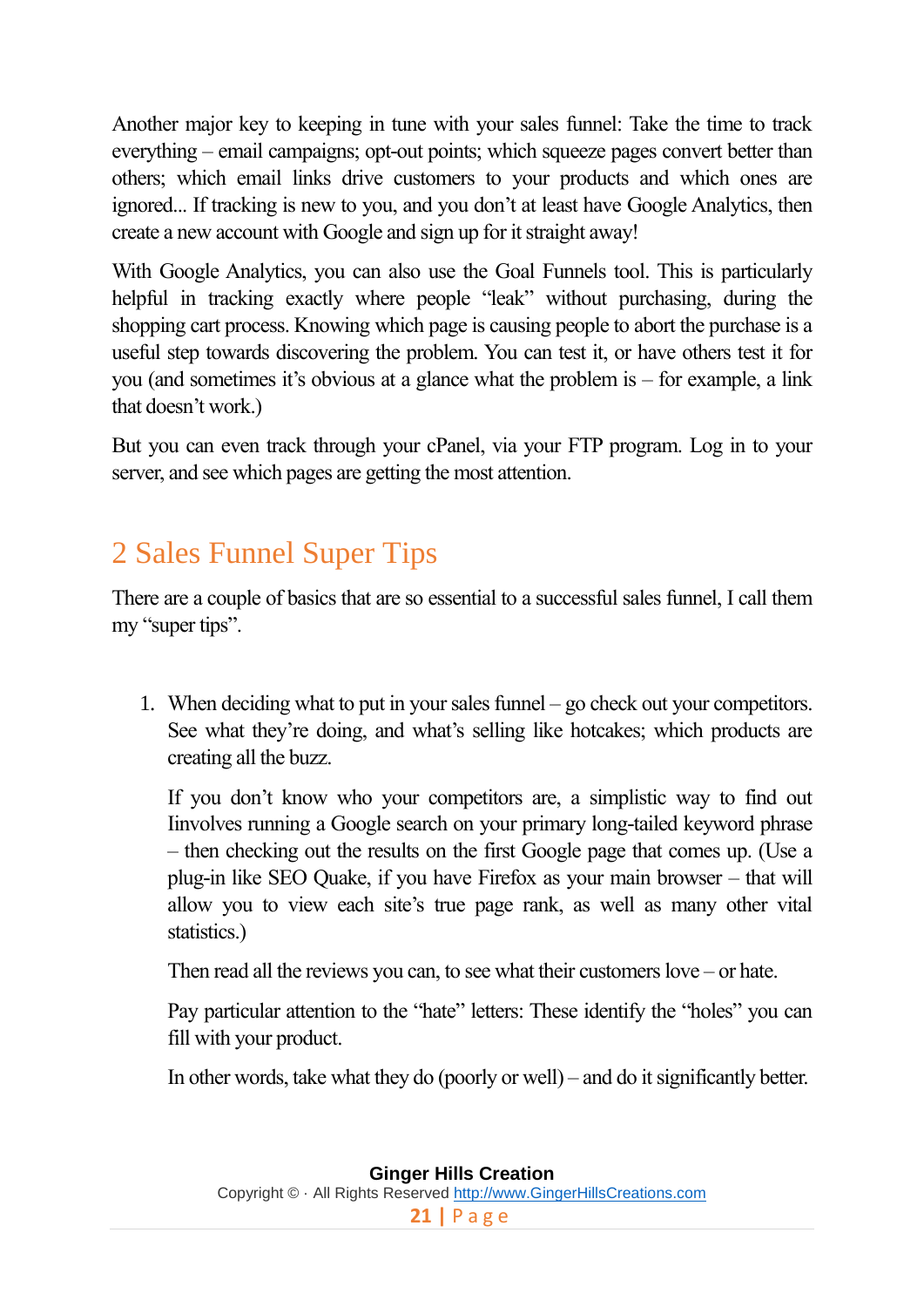Another major key to keeping in tune with your sales funnel: Take the time to track everything – email campaigns; opt-out points; which squeeze pages convert better than others; which email links drive customers to your products and which ones are ignored... If tracking is new to you, and you don't at least have Google Analytics, then create a new account with Google and sign up for it straight away!

With Google Analytics, you can also use the Goal Funnels tool. This is particularly helpful in tracking exactly where people "leak" without purchasing, during the shopping cart process. Knowing which page is causing people to abort the purchase is a useful step towards discovering the problem. You can test it, or have others test it for you (and sometimes it's obvious at a glance what the problem is – for example, a link that doesn't work.)

But you can even track through your cPanel, via your FTP program. Log in to your server, and see which pages are getting the most attention.

## 2 Sales Funnel Super Tips

There are a couple of basics that are so essential to a successful sales funnel, I call them my "super tips".

1. When deciding what to put in your sales funnel – go check out your competitors. See what they're doing, and what's selling like hotcakes; which products are creating all the buzz.

   If you don't know who your competitors are, a simplistic way to find out Iinvolves running a Google search on your primary long-tailed keyword phrase – then checking out the results on the first Google page that comes up. (Use a plug-in like SEO Quake, if you have Firefox as your main browser – that will allow you to view each site's true page rank, as well as many other vital statistics.)

   Then read all the reviews you can, to see what their customers love – or hate.

   Pay particular attention to the "hate" letters: These identify the "holes" you can fill with your product.

   In other words, take what they do (poorly or well) – and do it significantly better.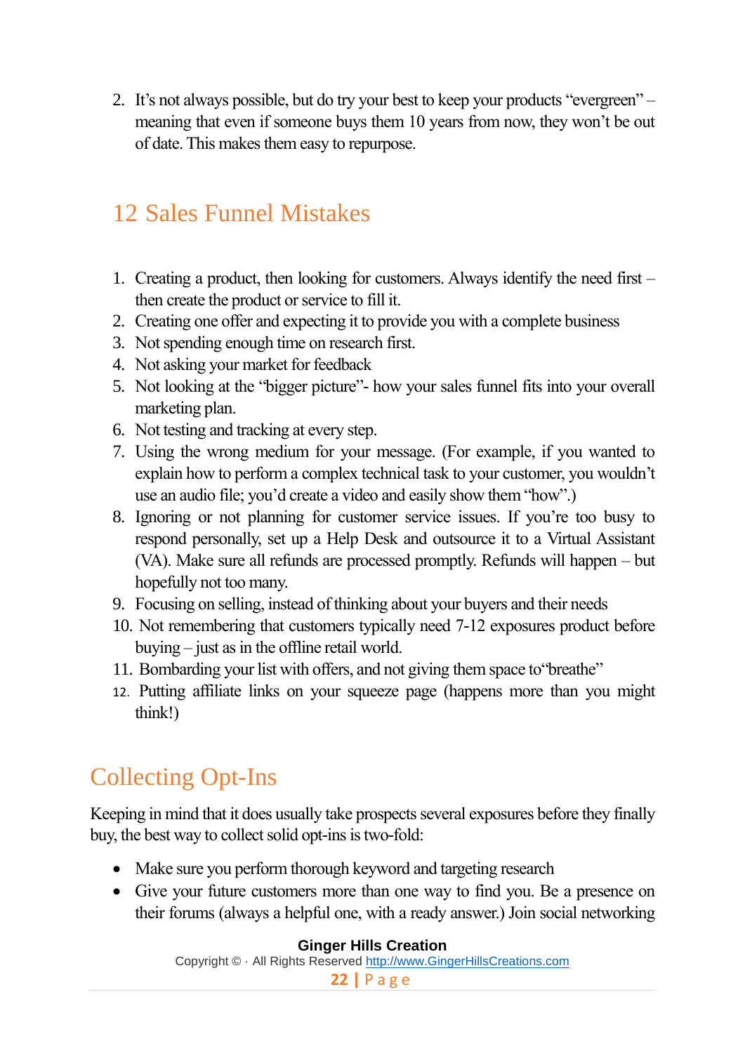2. It's not always possible, but do try your best to keep your products "evergreen" – meaning that even if someone buys them 10 years from now, they won't be out of date. This makes them easy to repurpose.

## 12 Sales Funnel Mistakes

1. Creating a product, then looking for customers. Always identify the need first – then create the product or service to fill it.
2. Creating one offer and expecting it to provide you with a complete business
3. Not spending enough time on research first.
4. Not asking your market for feedback
5. Not looking at the "bigger picture"- how your sales funnel fits into your overall marketing plan.
6. Not testing and tracking at every step.
7. Using the wrong medium for your message. (For example, if you wanted to explain how to perform a complex technical task to your customer, you wouldn't use an audio file; you'd create a video and easily show them "how".)
8. Ignoring or not planning for customer service issues. If you're too busy to respond personally, set up a Help Desk and outsource it to a Virtual Assistant (VA). Make sure all refunds are processed promptly. Refunds will happen – but hopefully not too many.
9. Focusing on selling, instead of thinking about your buyers and their needs
10. Not remembering that customers typically need 7-12 exposures product before buying – just as in the offline retail world.
11. Bombarding your list with offers, and not giving them space to"breathe"
12. Putting affiliate links on your squeeze page (happens more than you might think!)

## Collecting Opt-Ins

Keeping in mind that it does usually take prospects several exposures before they finally buy, the best way to collect solid opt-ins is two-fold:

- Make sure you perform thorough keyword and targeting research
- Give your future customers more than one way to find you. Be a presence on their forums (always a helpful one, with a ready answer.) Join social networking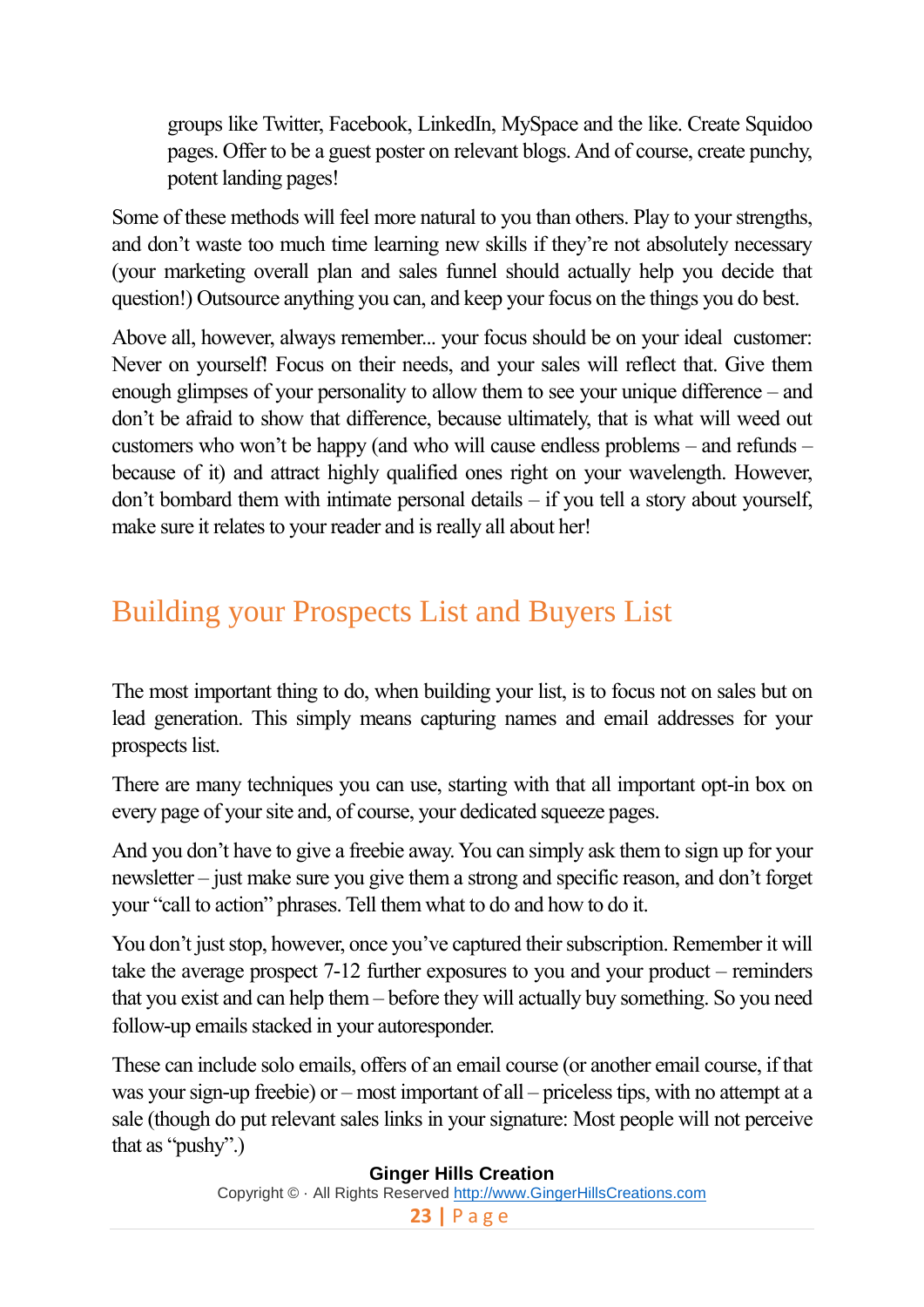groups like Twitter, Facebook, LinkedIn, MySpace and the like. Create Squidoo pages. Offer to be a guest poster on relevant blogs. And of course, create punchy, potent landing pages!

Some of these methods will feel more natural to you than others. Play to your strengths, and don't waste too much time learning new skills if they're not absolutely necessary (your marketing overall plan and sales funnel should actually help you decide that question!) Outsource anything you can, and keep your focus on the things you do best.

Above all, however, always remember... your focus should be on your ideal customer: Never on yourself! Focus on their needs, and your sales will reflect that. Give them enough glimpses of your personality to allow them to see your unique difference – and don't be afraid to show that difference, because ultimately, that is what will weed out customers who won't be happy (and who will cause endless problems – and refunds – because of it) and attract highly qualified ones right on your wavelength. However, don't bombard them with intimate personal details – if you tell a story about yourself, make sure it relates to your reader and is really all about her!

## Building your Prospects List and Buyers List

The most important thing to do, when building your list, is to focus not on sales but on lead generation. This simply means capturing names and email addresses for your prospects list.

There are many techniques you can use, starting with that all important opt-in box on every page of your site and, of course, your dedicated squeeze pages.

And you don't have to give a freebie away. You can simply ask them to sign up for your newsletter – just make sure you give them a strong and specific reason, and don't forget your "call to action" phrases. Tell them what to do and how to do it.

You don't just stop, however, once you've captured their subscription. Remember it will take the average prospect 7-12 further exposures to you and your product – reminders that you exist and can help them – before they will actually buy something. So you need follow-up emails stacked in your autoresponder.

These can include solo emails, offers of an email course (or another email course, if that was your sign-up freebie) or – most important of all – priceless tips, with no attempt at a sale (though do put relevant sales links in your signature: Most people will not perceive that as "pushy".)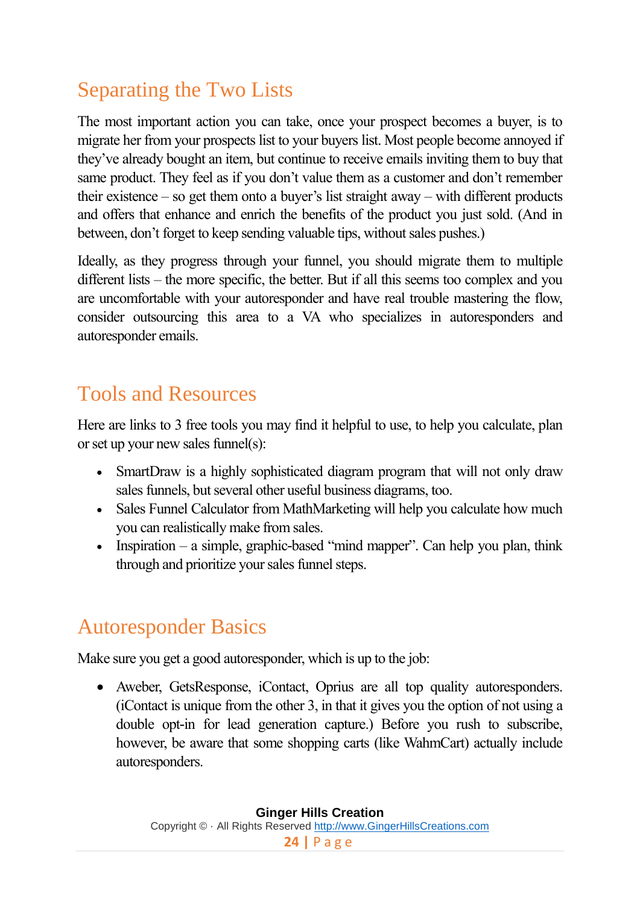## Separating the Two Lists

The most important action you can take, once your prospect becomes a buyer, is to migrate her from your prospects list to your buyers list. Most people become annoyed if they've already bought an item, but continue to receive emails inviting them to buy that same product. They feel as if you don't value them as a customer and don't remember their existence – so get them onto a buyer's list straight away – with different products and offers that enhance and enrich the benefits of the product you just sold. (And in between, don't forget to keep sending valuable tips, without sales pushes.)

Ideally, as they progress through your funnel, you should migrate them to multiple different lists – the more specific, the better. But if all this seems too complex and you are uncomfortable with your autoresponder and have real trouble mastering the flow, consider outsourcing this area to a VA who specializes in autoresponders and autoresponder emails.

## Tools and Resources

Here are links to 3 free tools you may find it helpful to use, to help you calculate, plan or set up your new sales funnel(s):

- SmartDraw is a highly sophisticated diagram program that will not only draw sales funnels, but several other useful business diagrams, too.
- Sales Funnel Calculator from MathMarketing will help you calculate how much you can realistically make from sales.
- Inspiration – a simple, graphic-based "mind mapper". Can help you plan, think through and prioritize your sales funnel steps.

## Autoresponder Basics

Make sure you get a good autoresponder, which is up to the job:

- Aweber, GetsResponse, iContact, Oprius are all top quality autoresponders. (iContact is unique from the other 3, in that it gives you the option of not using a double opt-in for lead generation capture.) Before you rush to subscribe, however, be aware that some shopping carts (like WahmCart) actually include autoresponders.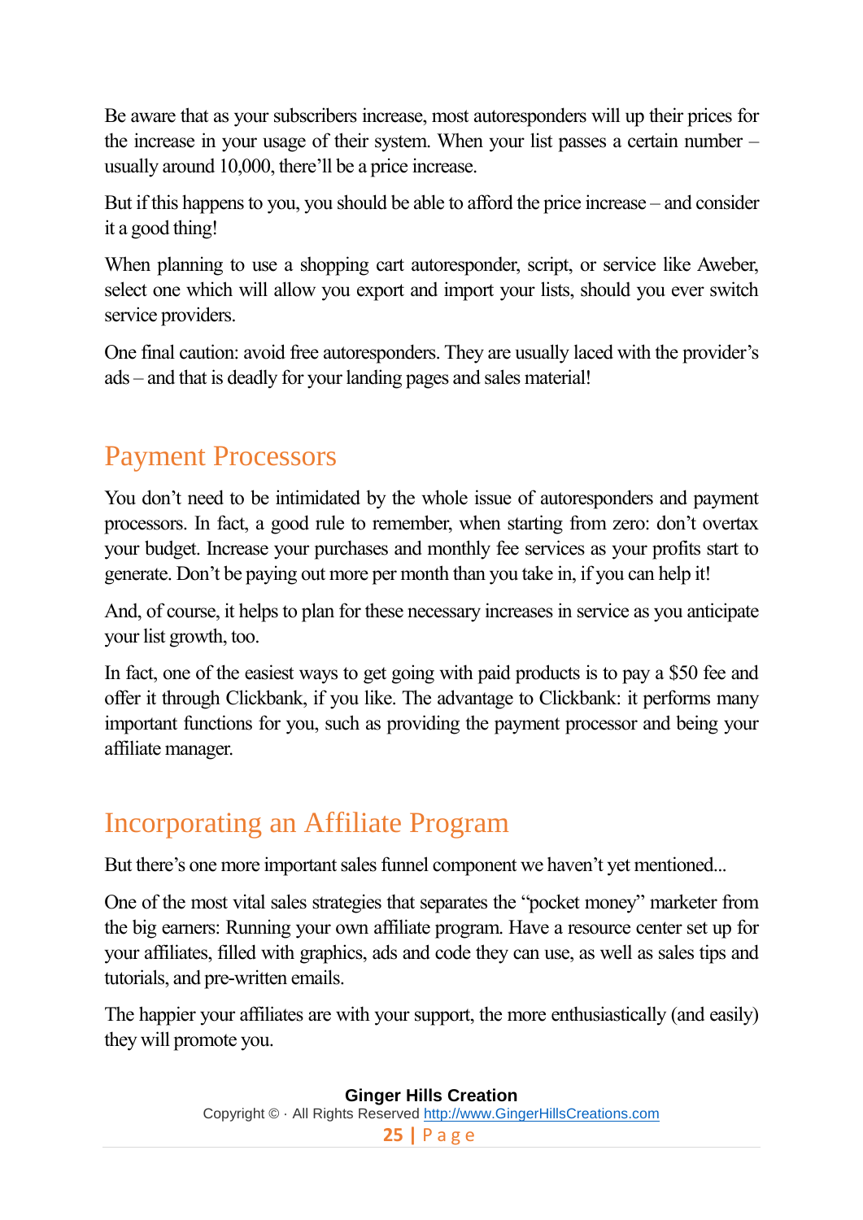Be aware that as your subscribers increase, most autoresponders will up their prices for the increase in your usage of their system. When your list passes a certain number – usually around 10,000, there'll be a price increase.

But if this happens to you, you should be able to afford the price increase – and consider it a good thing!

When planning to use a shopping cart autoresponder, script, or service like Aweber, select one which will allow you export and import your lists, should you ever switch service providers.

One final caution: avoid free autoresponders. They are usually laced with the provider's ads – and that is deadly for your landing pages and sales material!

## Payment Processors

You don't need to be intimidated by the whole issue of autoresponders and payment processors. In fact, a good rule to remember, when starting from zero: don't overtax your budget. Increase your purchases and monthly fee services as your profits start to generate. Don't be paying out more per month than you take in, if you can help it!

And, of course, it helps to plan for these necessary increases in service as you anticipate your list growth, too.

In fact, one of the easiest ways to get going with paid products is to pay a $50 fee and offer it through Clickbank, if you like. The advantage to Clickbank: it performs many important functions for you, such as providing the payment processor and being your affiliate manager.

## Incorporating an Affiliate Program

But there's one more important sales funnel component we haven't yet mentioned...

One of the most vital sales strategies that separates the "pocket money" marketer from the big earners: Running your own affiliate program. Have a resource center set up for your affiliates, filled with graphics, ads and code they can use, as well as sales tips and tutorials, and pre-written emails.

The happier your affiliates are with your support, the more enthusiastically (and easily) they will promote you.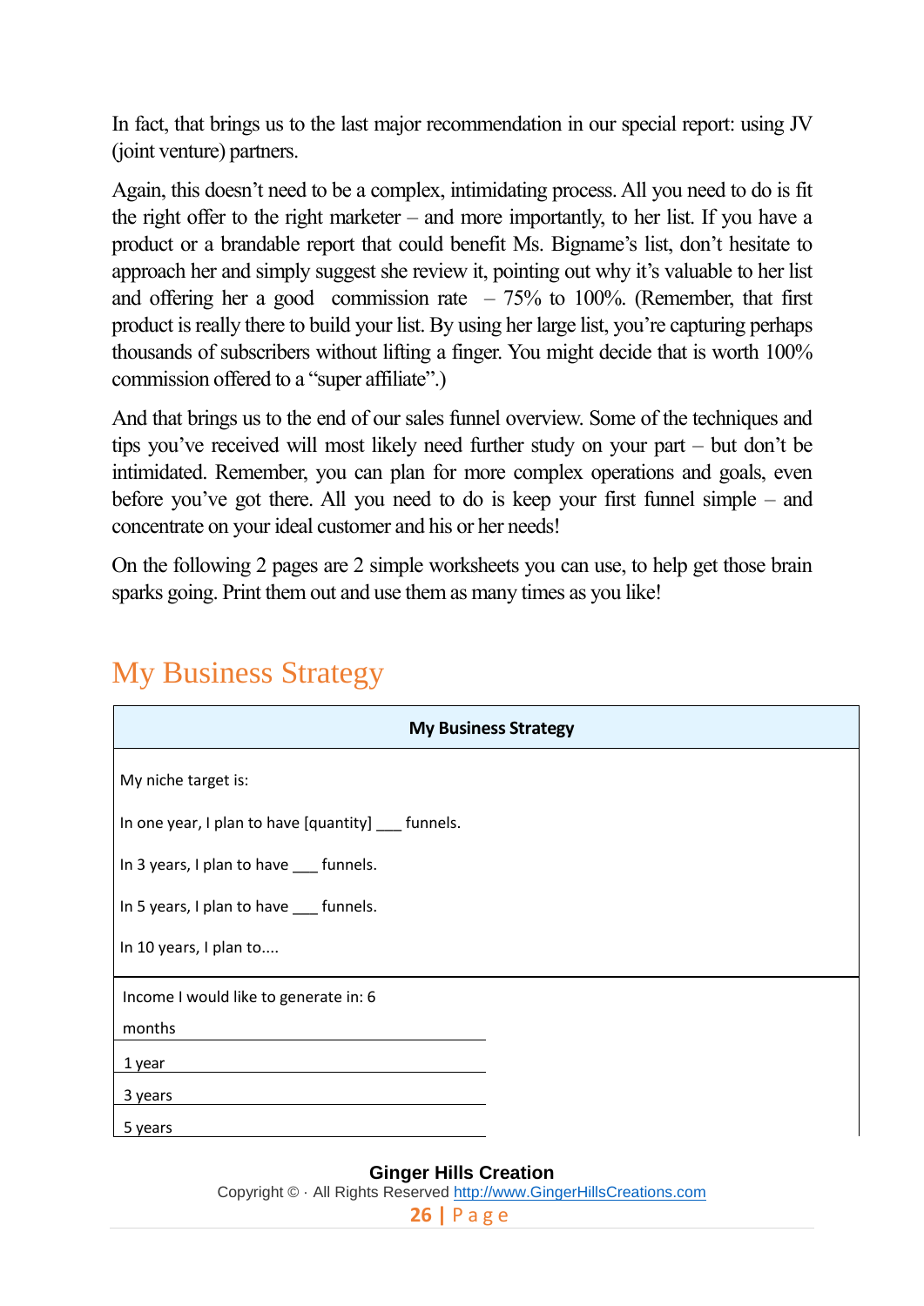In fact, that brings us to the last major recommendation in our special report: using JV (joint venture) partners.

Again, this doesn't need to be a complex, intimidating process. All you need to do is fit the right offer to the right marketer – and more importantly, to her list. If you have a product or a brandable report that could benefit Ms. Bigname's list, don't hesitate to approach her and simply suggest she review it, pointing out why it's valuable to her list and offering her a good commission rate – 75% to 100%. (Remember, that first product is really there to build your list. By using her large list, you're capturing perhaps thousands of subscribers without lifting a finger. You might decide that is worth 100% commission offered to a "super affiliate".)

And that brings us to the end of our sales funnel overview. Some of the techniques and tips you've received will most likely need further study on your part – but don't be intimidated. Remember, you can plan for more complex operations and goals, even before you've got there. All you need to do is keep your first funnel simple – and concentrate on your ideal customer and his or her needs!

On the following 2 pages are 2 simple worksheets you can use, to help get those brain sparks going. Print them out and use them as many times as you like!

## My Business Strategy

| My Business Strategy |
|---|
| My niche target is:<br><br>In one year, I plan to have [quantity] ___ funnels.<br><br>In 3 years, I plan to have ___ funnels.<br><br>In 5 years, I plan to have ___ funnels.<br><br>In 10 years, I plan to.... |
| Income I would like to generate in: 6 months |
| 1 year |
| 3 years |
| 5 years |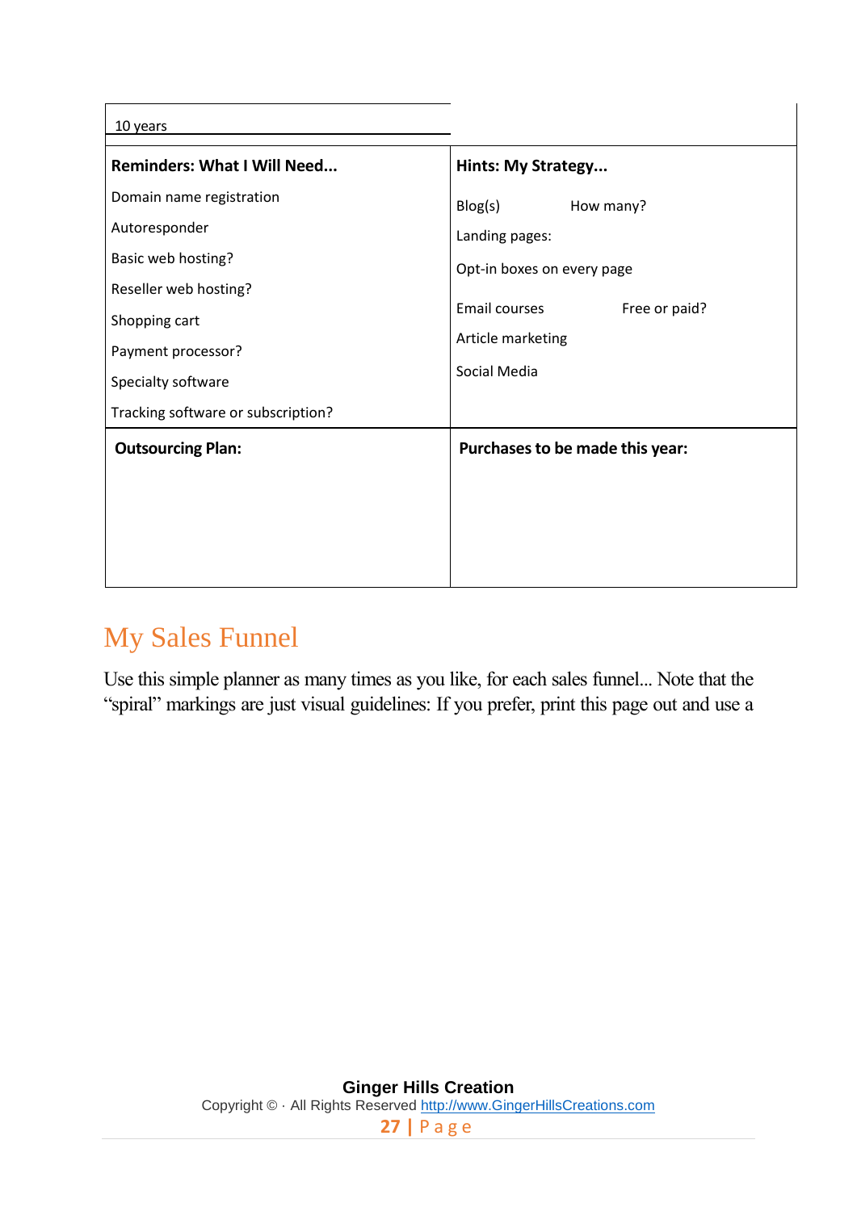| 10 years | |
|---|---|
| **Reminders: What I Will Need...**<br><br>Domain name registration<br><br>Autoresponder<br><br>Basic web hosting?<br><br>Reseller web hosting?<br><br>Shopping cart<br><br>Payment processor?<br><br>Specialty software<br><br>Tracking software or subscription? | **Hints: My Strategy...**<br><br>Blog(s) How many?<br><br>Landing pages:<br><br>Opt-in boxes on every page<br><br>Email courses Free or paid?<br><br>Article marketing<br><br>Social Media |
| **Outsourcing Plan:** | **Purchases to be made this year:** |

## My Sales Funnel

Use this simple planner as many times as you like, for each sales funnel... Note that the "spiral" markings are just visual guidelines: If you prefer, print this page out and use a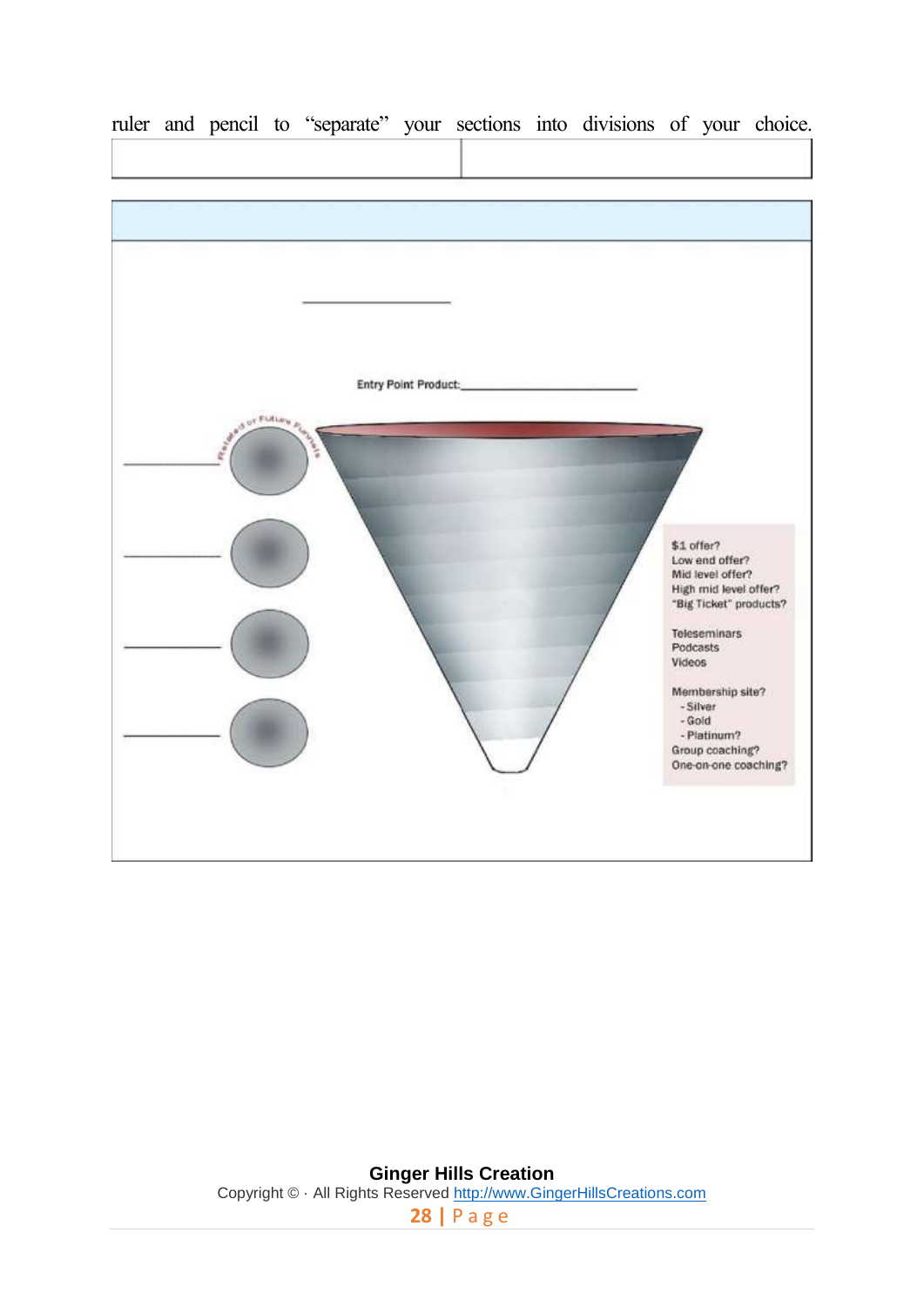ruler and pencil to "separate" your sections into divisions of your choice.

| | |
|---|---|
| | |

Entry Point Product:\_\_\_\_\_\_\_\_\_\_\_\_\_\_\_\_\_\_\_\_\_\_\_\_\_\_

Related or Future Funnels

$1 offer?
Low end offer?
Mid level offer?
High mid level offer?
"Big Ticket" products?

Teleseminars
Podcasts
Videos

Membership site?
- Silver
- Gold
- Platinum?
Group coaching?
One-on-one coaching?

**Ginger Hills Creation**
Copyright © · All Rights Reserved http://www.GingerHillsCreations.com